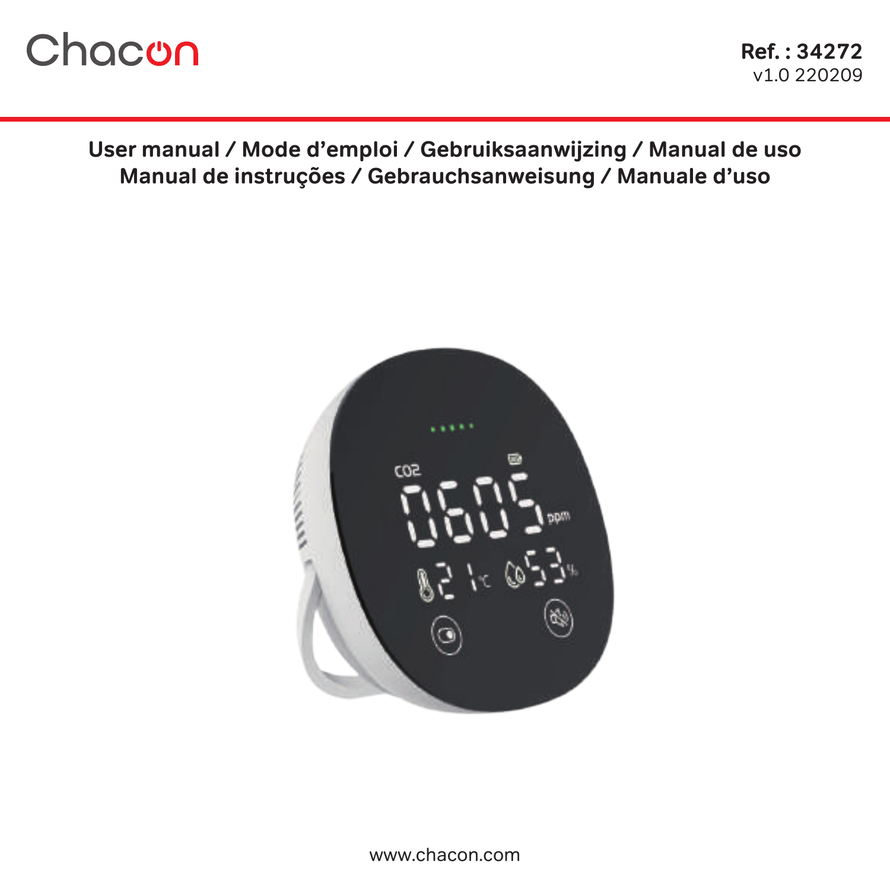Chacon

**Ref. : 34272**
v1.0 220209

**User manual / Mode d'emploi / Gebruiksaanwijzing / Manual de uso**
**Manual de instruções / Gebrauchsanweisung / Manuale d'uso**

www.chacon.com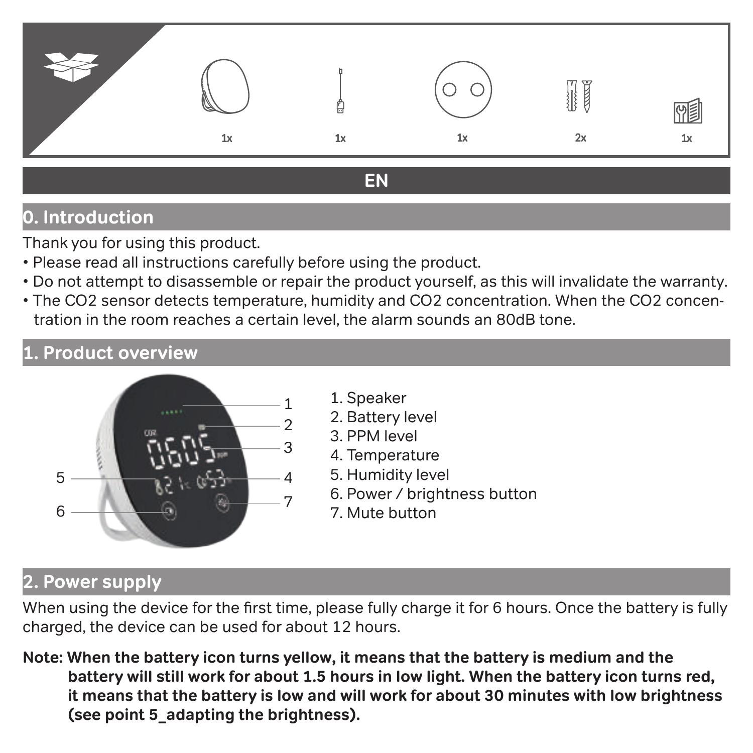1x 1x 1x 2x 1x

## EN

## 0. Introduction

Thank you for using this product.

- Please read all instructions carefully before using the product.
- Do not attempt to disassemble or repair the product yourself, as this will invalidate the warranty.
- The $CO_2$ sensor detects temperature, humidity and $CO_2$ concentration. When the $CO_2$ concentration in the room reaches a certain level, the alarm sounds an 80dB tone.

## 1. Product overview

1. Speaker
2. Battery level
3. PPM level
4. Temperature
5. Humidity level
6. Power / brightness button
7. Mute button

## 2. Power supply

When using the device for the first time, please fully charge it for 6 hours. Once the battery is fully charged, the device can be used for about 12 hours.

**Note: When the battery icon turns yellow, it means that the battery is medium and the battery will still work for about 1.5 hours in low light. When the battery icon turns red, it means that the battery is low and will work for about 30 minutes with low brightness (see point 5_adapting the brightness).**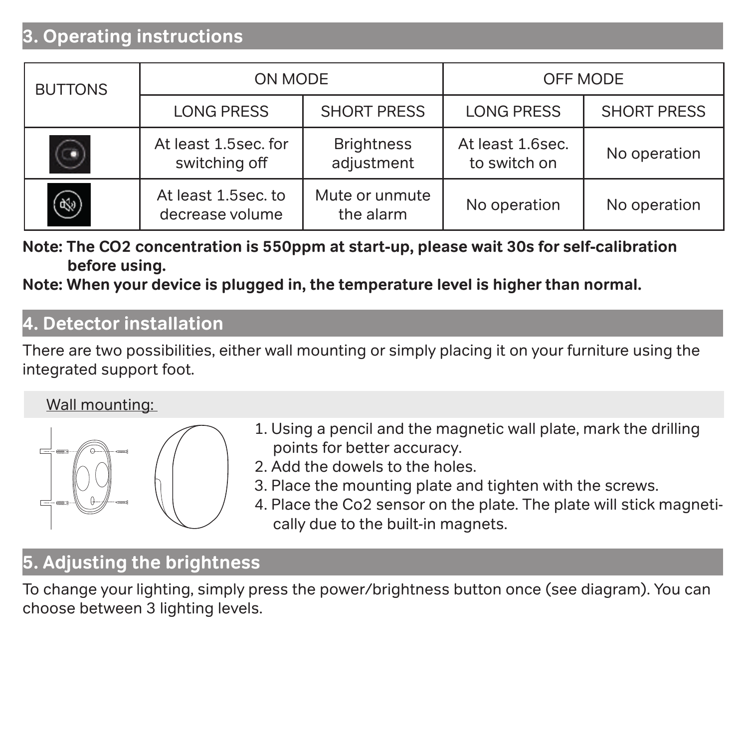## 3. Operating instructions

| BUTTONS | ON MODE | | OFF MODE | |
|---|---|---|---|---|
| | LONG PRESS | SHORT PRESS | LONG PRESS | SHORT PRESS |
| (power/brightness button) | At least 1.5sec. for switching off | Brightness adjustment | At least 1.6sec. to switch on | No operation |
| (mute button) | At least 1.5sec. to decrease volume | Mute or unmute the alarm | No operation | No operation |

**Note: The $CO_2$ concentration is 550ppm at start-up, please wait 30s for self-calibration before using.**

**Note: When your device is plugged in, the temperature level is higher than normal.**

## 4. Detector installation

There are two possibilities, either wall mounting or simply placing it on your furniture using the integrated support foot.

Wall mounting:

1. Using a pencil and the magnetic wall plate, mark the drilling points for better accuracy.
2. Add the dowels to the holes.
3. Place the mounting plate and tighten with the screws.
4. Place the Co2 sensor on the plate. The plate will stick magnetically due to the built-in magnets.

## 5. Adjusting the brightness

To change your lighting, simply press the power/brightness button once (see diagram). You can choose between 3 lighting levels.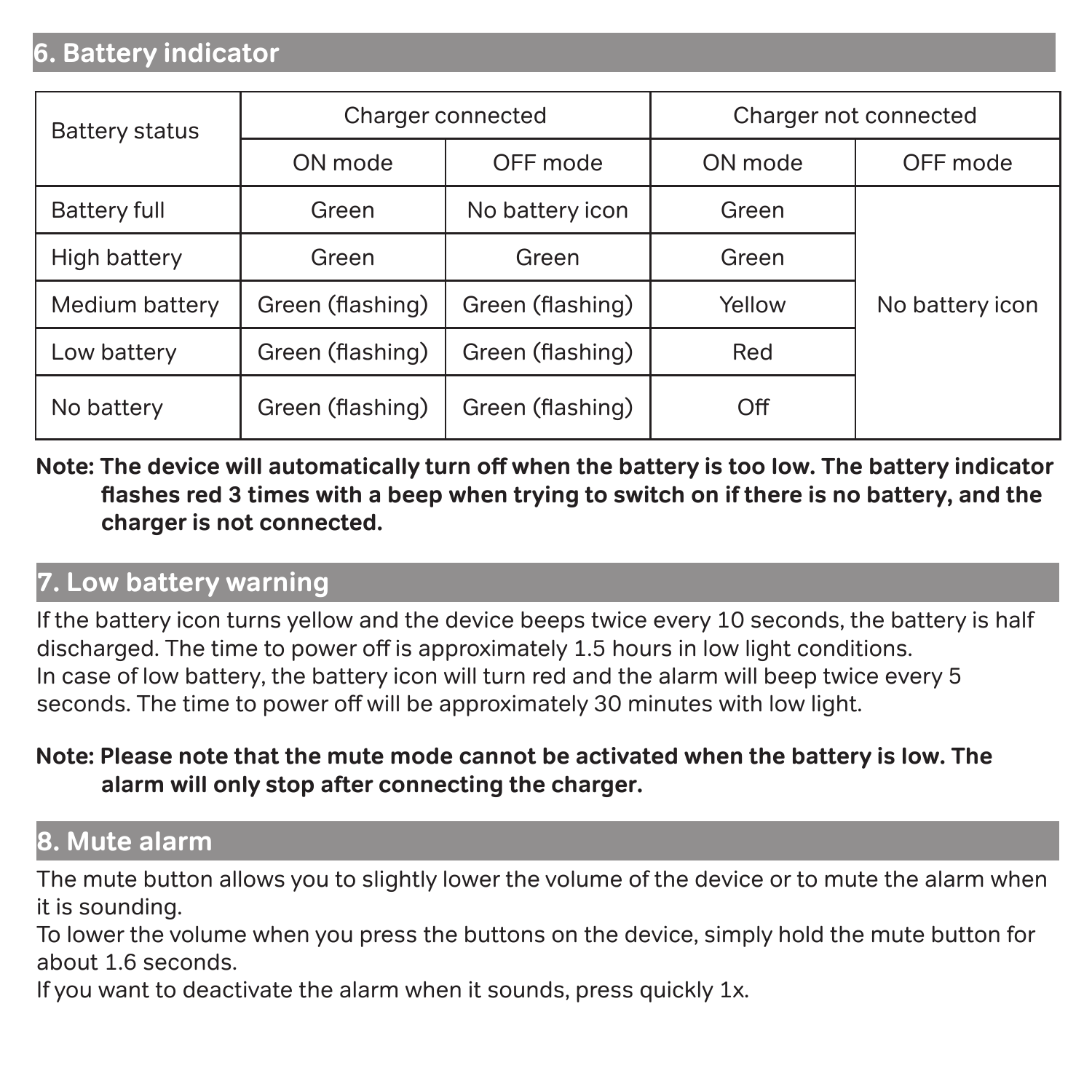## 6. Battery indicator

| Battery status | Charger connected | | Charger not connected | |
|---|---|---|---|---|
| | ON mode | OFF mode | ON mode | OFF mode |
| Battery full | Green | No battery icon | Green | No battery icon |
| High battery | Green | Green | Green | |
| Medium battery | Green (flashing) | Green (flashing) | Yellow | |
| Low battery | Green (flashing) | Green (flashing) | Red | |
| No battery | Green (flashing) | Green (flashing) | Off | |

**Note: The device will automatically turn off when the battery is too low. The battery indicator flashes red 3 times with a beep when trying to switch on if there is no battery, and the charger is not connected.**

## 7. Low battery warning

If the battery icon turns yellow and the device beeps twice every 10 seconds, the battery is half discharged. The time to power off is approximately 1.5 hours in low light conditions.
In case of low battery, the battery icon will turn red and the alarm will beep twice every 5 seconds. The time to power off will be approximately 30 minutes with low light.

**Note: Please note that the mute mode cannot be activated when the battery is low. The alarm will only stop after connecting the charger.**

## 8. Mute alarm

The mute button allows you to slightly lower the volume of the device or to mute the alarm when it is sounding.
To lower the volume when you press the buttons on the device, simply hold the mute button for about 1.6 seconds.
If you want to deactivate the alarm when it sounds, press quickly 1x.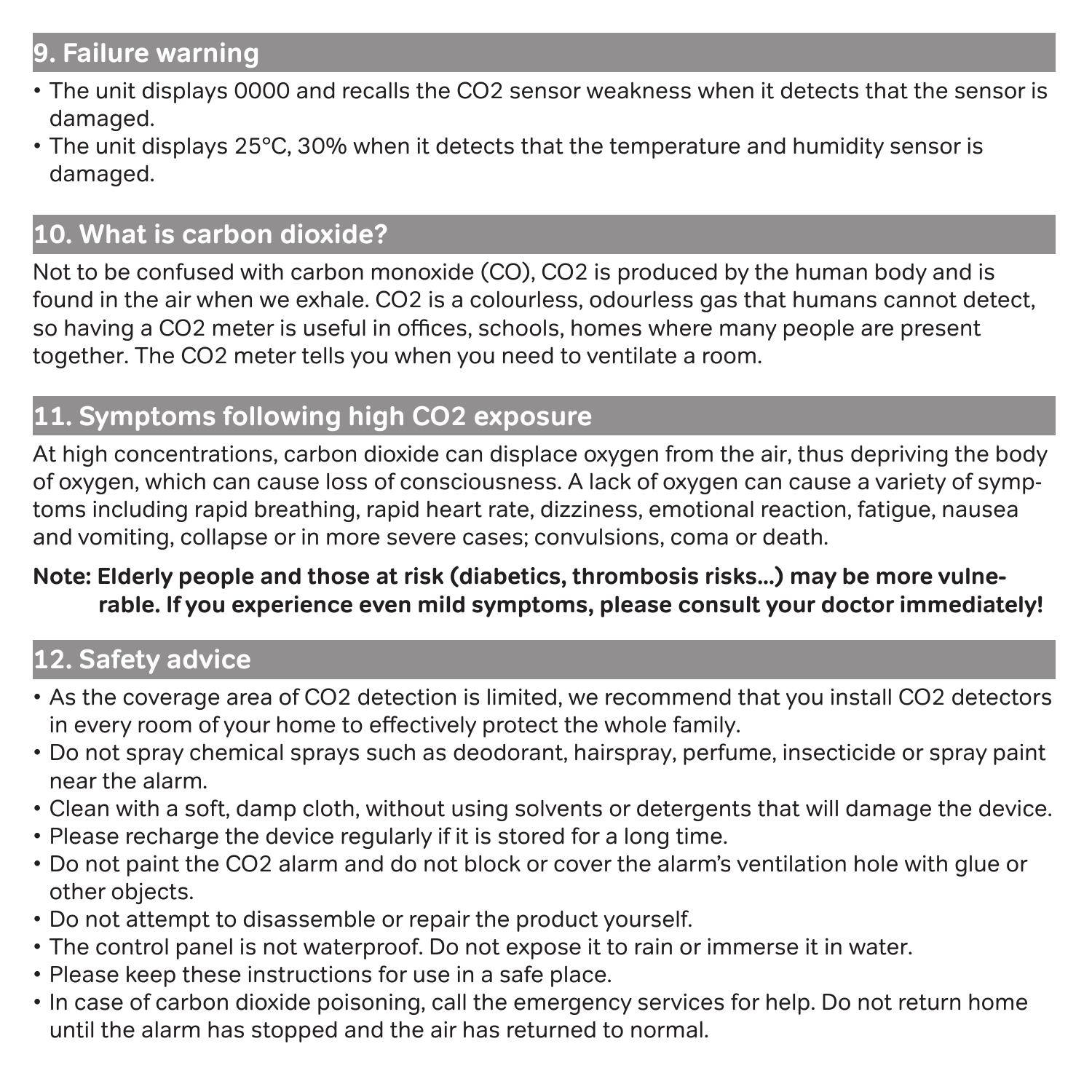## 9. Failure warning

- The unit displays 0000 and recalls the $CO_2$ sensor weakness when it detects that the sensor is damaged.
- The unit displays 25°C, 30% when it detects that the temperature and humidity sensor is damaged.

## 10. What is carbon dioxide?

Not to be confused with carbon monoxide (CO), $CO_2$ is produced by the human body and is found in the air when we exhale. $CO_2$ is a colourless, odourless gas that humans cannot detect, so having a $CO_2$ meter is useful in offices, schools, homes where many people are present together. The $CO_2$ meter tells you when you need to ventilate a room.

## 11. Symptoms following high CO2 exposure

At high concentrations, carbon dioxide can displace oxygen from the air, thus depriving the body of oxygen, which can cause loss of consciousness. A lack of oxygen can cause a variety of symptoms including rapid breathing, rapid heart rate, dizziness, emotional reaction, fatigue, nausea and vomiting, collapse or in more severe cases; convulsions, coma or death.

**Note: Elderly people and those at risk (diabetics, thrombosis risks...) may be more vulnerable. If you experience even mild symptoms, please consult your doctor immediately!**

## 12. Safety advice

- As the coverage area of $CO_2$ detection is limited, we recommend that you install $CO_2$ detectors in every room of your home to effectively protect the whole family.
- Do not spray chemical sprays such as deodorant, hairspray, perfume, insecticide or spray paint near the alarm.
- Clean with a soft, damp cloth, without using solvents or detergents that will damage the device.
- Please recharge the device regularly if it is stored for a long time.
- Do not paint the $CO_2$ alarm and do not block or cover the alarm's ventilation hole with glue or other objects.
- Do not attempt to disassemble or repair the product yourself.
- The control panel is not waterproof. Do not expose it to rain or immerse it in water.
- Please keep these instructions for use in a safe place.
- In case of carbon dioxide poisoning, call the emergency services for help. Do not return home until the alarm has stopped and the air has returned to normal.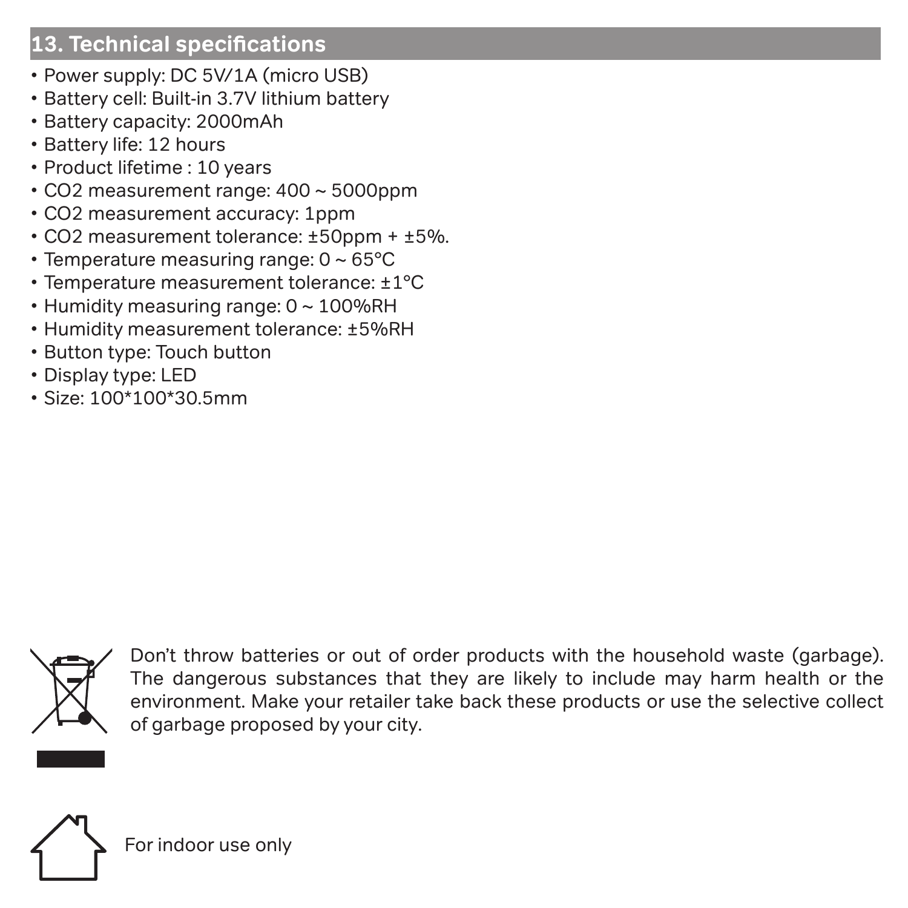## 13. Technical specifications

- Power supply: DC 5V/1A (micro USB)
- Battery cell: Built-in 3.7V lithium battery
- Battery capacity: 2000mAh
- Battery life: 12 hours
- Product lifetime : 10 years
- $CO_2$ measurement range: 400 ~ 5000ppm
- $CO_2$ measurement accuracy: 1ppm
- $CO_2$ measurement tolerance: ±50ppm + ±5%.
- Temperature measuring range: 0 ~ 65°C
- Temperature measurement tolerance: ±1°C
- Humidity measuring range: 0 ~ 100%RH
- Humidity measurement tolerance: ±5%RH
- Button type: Touch button
- Display type: LED
- Size: 100*100*30.5mm

Don't throw batteries or out of order products with the household waste (garbage). The dangerous substances that they are likely to include may harm health or the environment. Make your retailer take back these products or use the selective collect of garbage proposed by your city.

For indoor use only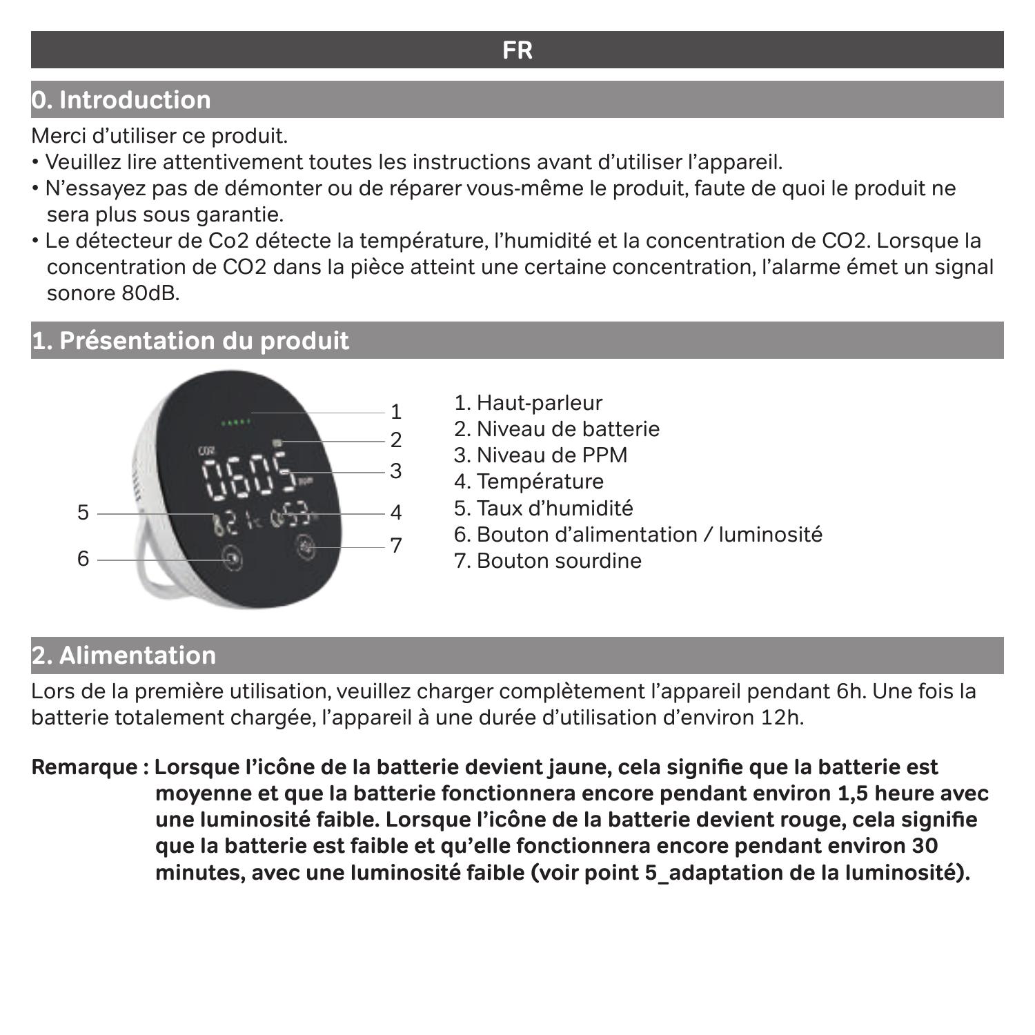# FR

## 0. Introduction

Merci d'utiliser ce produit.

- Veuillez lire attentivement toutes les instructions avant d'utiliser l'appareil.
- N'essayez pas de démonter ou de réparer vous-même le produit, faute de quoi le produit ne sera plus sous garantie.
- Le détecteur de Co2 détecte la température, l'humidité et la concentration de $CO_2$. Lorsque la concentration de $CO_2$ dans la pièce atteint une certaine concentration, l'alarme émet un signal sonore 80dB.

## 1. Présentation du produit

1. Haut-parleur
2. Niveau de batterie
3. Niveau de PPM
4. Température
5. Taux d'humidité
6. Bouton d'alimentation / luminosité
7. Bouton sourdine

## 2. Alimentation

Lors de la première utilisation, veuillez charger complètement l'appareil pendant 6h. Une fois la batterie totalement chargée, l'appareil à une durée d'utilisation d'environ 12h.

**Remarque : Lorsque l'icône de la batterie devient jaune, cela signifie que la batterie est moyenne et que la batterie fonctionnera encore pendant environ 1,5 heure avec une luminosité faible. Lorsque l'icône de la batterie devient rouge, cela signifie que la batterie est faible et qu'elle fonctionnera encore pendant environ 30 minutes, avec une luminosité faible (voir point 5_adaptation de la luminosité).**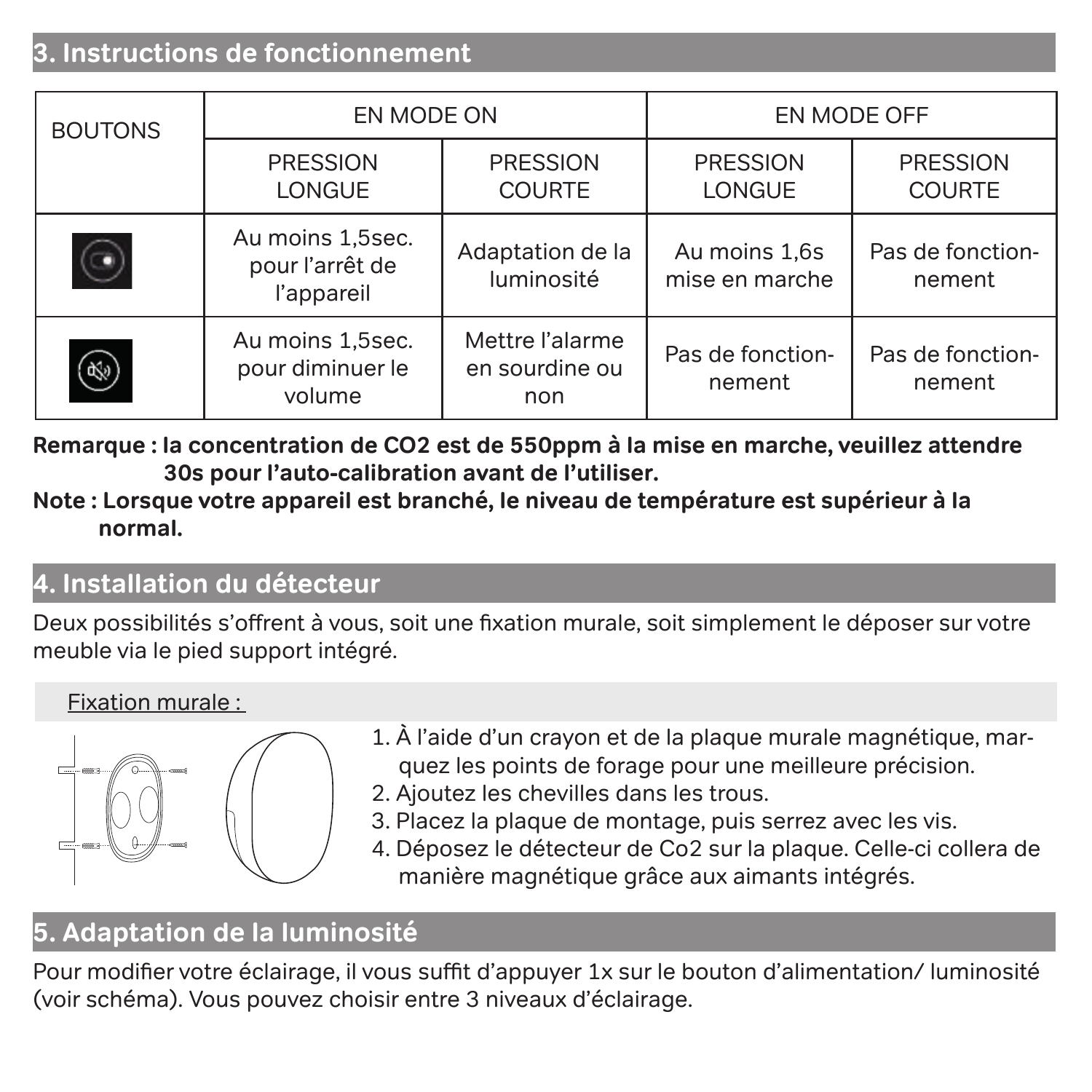## 3. Instructions de fonctionnement

| BOUTONS | EN MODE ON | | EN MODE OFF | |
|---|---|---|---|---|
| | PRESSION LONGUE | PRESSION COURTE | PRESSION LONGUE | PRESSION COURTE |
| Bouton d'alimentation/luminosité | Au moins 1,5sec. pour l'arrêt de l'appareil | Adaptation de la luminosité | Au moins 1,6s mise en marche | Pas de fonctionnement |
| Bouton sourdine | Au moins 1,5sec. pour diminuer le volume | Mettre l'alarme en sourdine ou non | Pas de fonctionnement | Pas de fonctionnement |

**Remarque : la concentration de $CO_2$ est de 550ppm à la mise en marche, veuillez attendre 30s pour l'auto-calibration avant de l'utiliser.**

**Note : Lorsque votre appareil est branché, le niveau de température est supérieur à la normal.**

## 4. Installation du détecteur

Deux possibilités s'offrent à vous, soit une fixation murale, soit simplement le déposer sur votre meuble via le pied support intégré.

Fixation murale :

1. À l'aide d'un crayon et de la plaque murale magnétique, marquez les points de forage pour une meilleure précision.
2. Ajoutez les chevilles dans les trous.
3. Placez la plaque de montage, puis serrez avec les vis.
4. Déposez le détecteur de Co2 sur la plaque. Celle-ci collera de manière magnétique grâce aux aimants intégrés.

## 5. Adaptation de la luminosité

Pour modifier votre éclairage, il vous suffit d'appuyer 1x sur le bouton d'alimentation/ luminosité (voir schéma). Vous pouvez choisir entre 3 niveaux d'éclairage.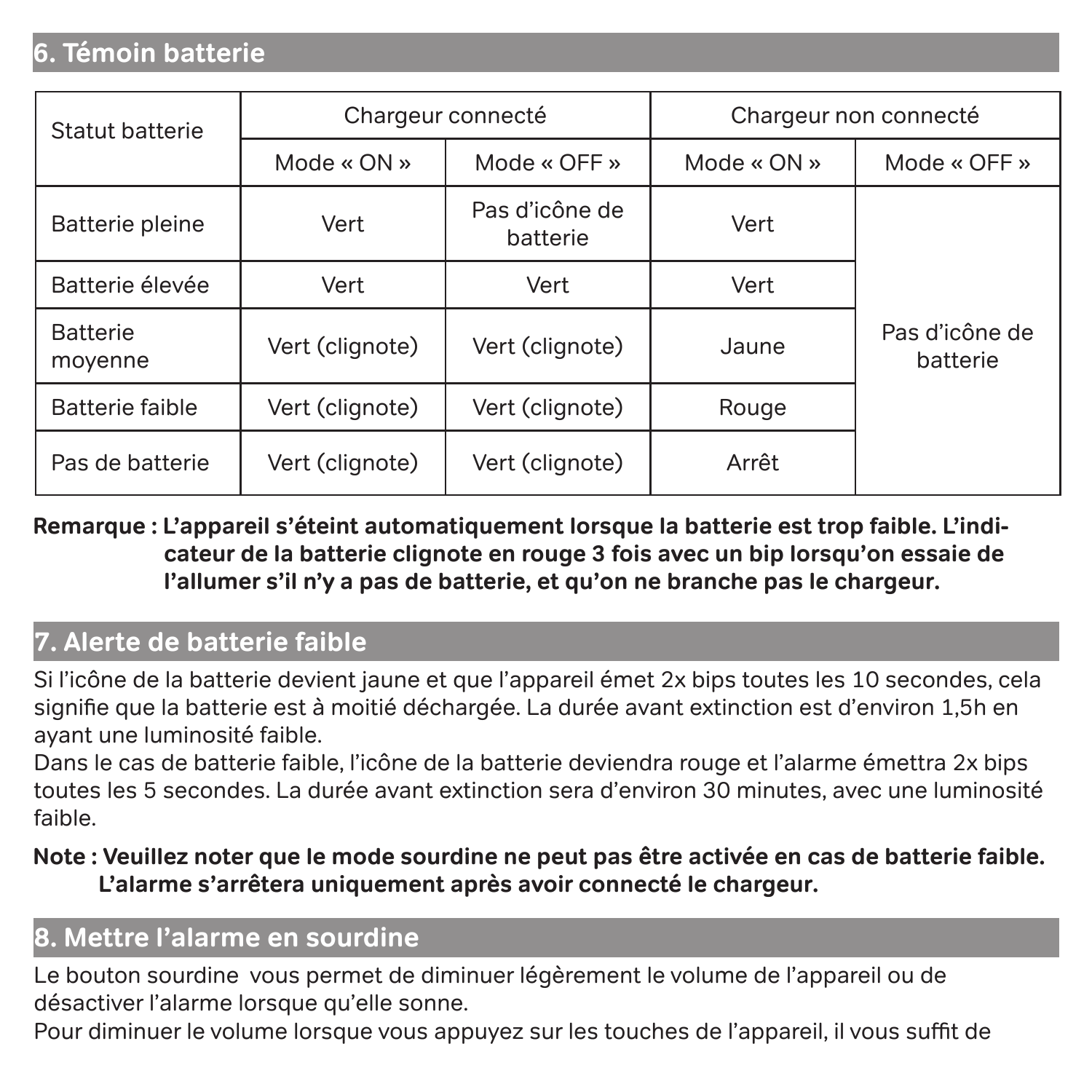## 6. Témoin batterie

| Statut batterie | Chargeur connecté | | Chargeur non connecté | |
|---|---|---|---|---|
| | Mode « ON » | Mode « OFF » | Mode « ON » | Mode « OFF » |
| Batterie pleine | Vert | Pas d'icône de batterie | Vert | Pas d'icône de batterie |
| Batterie élevée | Vert | Vert | Vert | |
| Batterie moyenne | Vert (clignote) | Vert (clignote) | Jaune | |
| Batterie faible | Vert (clignote) | Vert (clignote) | Rouge | |
| Pas de batterie | Vert (clignote) | Vert (clignote) | Arrêt | |

**Remarque : L'appareil s'éteint automatiquement lorsque la batterie est trop faible. L'indicateur de la batterie clignote en rouge 3 fois avec un bip lorsqu'on essaie de l'allumer s'il n'y a pas de batterie, et qu'on ne branche pas le chargeur.**

## 7. Alerte de batterie faible

Si l'icône de la batterie devient jaune et que l'appareil émet 2x bips toutes les 10 secondes, cela signifie que la batterie est à moitié déchargée. La durée avant extinction est d'environ 1,5h en ayant une luminosité faible.
Dans le cas de batterie faible, l'icône de la batterie deviendra rouge et l'alarme émettra 2x bips toutes les 5 secondes. La durée avant extinction sera d'environ 30 minutes, avec une luminosité faible.

**Note : Veuillez noter que le mode sourdine ne peut pas être activée en cas de batterie faible. L'alarme s'arrêtera uniquement après avoir connecté le chargeur.**

## 8. Mettre l'alarme en sourdine

Le bouton sourdine vous permet de diminuer légèrement le volume de l'appareil ou de désactiver l'alarme lorsque qu'elle sonne.
Pour diminuer le volume lorsque vous appuyez sur les touches de l'appareil, il vous suffit de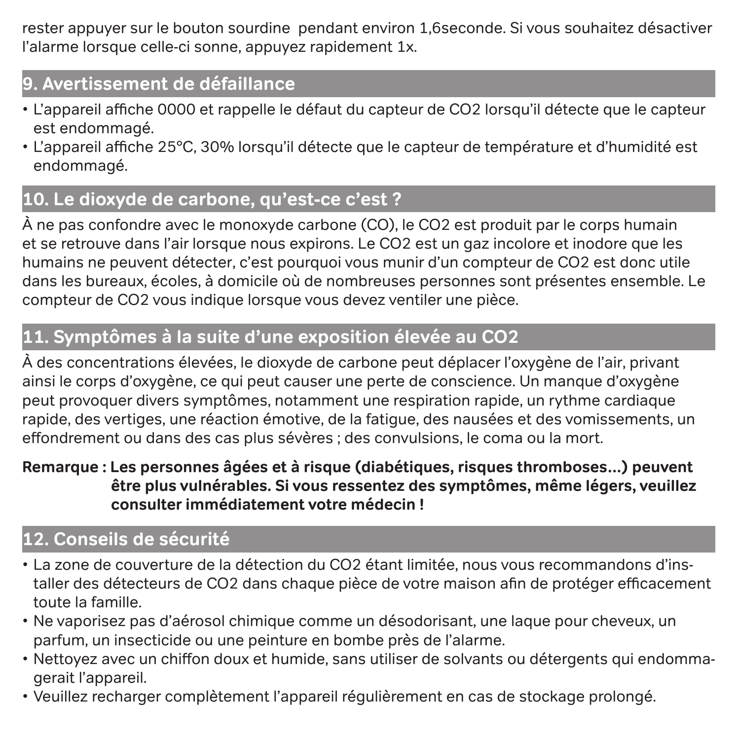rester appuyer sur le bouton sourdine  pendant environ 1,6seconde. Si vous souhaitez désactiver l'alarme lorsque celle-ci sonne, appuyez rapidement 1x.

## 9. Avertissement de défaillance

- L'appareil affiche 0000 et rappelle le défaut du capteur de $CO_2$ lorsqu'il détecte que le capteur est endommagé.
- L'appareil affiche 25°C, 30% lorsqu'il détecte que le capteur de température et d'humidité est endommagé.

## 10. Le dioxyde de carbone, qu'est-ce c'est ?

À ne pas confondre avec le monoxyde carbone (CO), le $CO_2$ est produit par le corps humain et se retrouve dans l'air lorsque nous expirons. Le $CO_2$ est un gaz incolore et inodore que les humains ne peuvent détecter, c'est pourquoi vous munir d'un compteur de $CO_2$ est donc utile dans les bureaux, écoles, à domicile où de nombreuses personnes sont présentes ensemble. Le compteur de $CO_2$ vous indique lorsque vous devez ventiler une pièce.

## 11. Symptômes à la suite d'une exposition élevée au $CO_2$

À des concentrations élevées, le dioxyde de carbone peut déplacer l'oxygène de l'air, privant ainsi le corps d'oxygène, ce qui peut causer une perte de conscience. Un manque d'oxygène peut provoquer divers symptômes, notamment une respiration rapide, un rythme cardiaque rapide, des vertiges, une réaction émotive, de la fatigue, des nausées et des vomissements, un effondrement ou dans des cas plus sévères ; des convulsions, le coma ou la mort.

**Remarque : Les personnes âgées et à risque (diabétiques, risques thromboses...) peuvent être plus vulnérables. Si vous ressentez des symptômes, même légers, veuillez consulter immédiatement votre médecin !**

## 12. Conseils de sécurité

- La zone de couverture de la détection du $CO_2$ étant limitée, nous vous recommandons d'installer des détecteurs de $CO_2$ dans chaque pièce de votre maison afin de protéger efficacement toute la famille.
- Ne vaporisez pas d'aérosol chimique comme un désodorisant, une laque pour cheveux, un parfum, un insecticide ou une peinture en bombe près de l'alarme.
- Nettoyez avec un chiffon doux et humide, sans utiliser de solvants ou détergents qui endommagerait l'appareil.
- Veuillez recharger complètement l'appareil régulièrement en cas de stockage prolongé.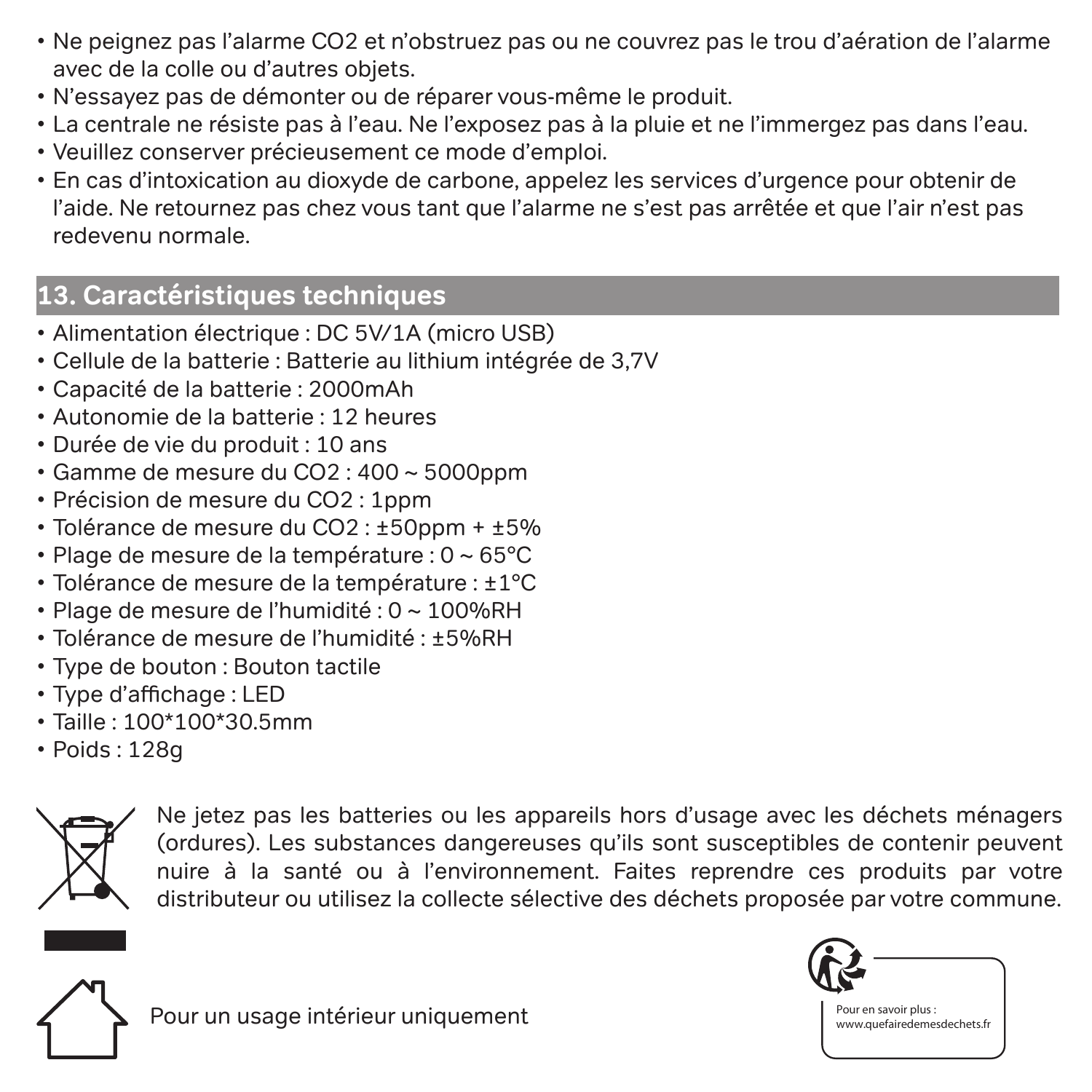- Ne peignez pas l'alarme CO2 et n'obstruez pas ou ne couvrez pas le trou d'aération de l'alarme avec de la colle ou d'autres objets.
- N'essayez pas de démonter ou de réparer vous-même le produit.
- La centrale ne résiste pas à l'eau. Ne l'exposez pas à la pluie et ne l'immergez pas dans l'eau.
- Veuillez conserver précieusement ce mode d'emploi.
- En cas d'intoxication au dioxyde de carbone, appelez les services d'urgence pour obtenir de l'aide. Ne retournez pas chez vous tant que l'alarme ne s'est pas arrêtée et que l'air n'est pas redevenu normale.

## 13. Caractéristiques techniques

- Alimentation électrique : DC 5V/1A (micro USB)
- Cellule de la batterie : Batterie au lithium intégrée de 3,7V
- Capacité de la batterie : 2000mAh
- Autonomie de la batterie : 12 heures
- Durée de vie du produit : 10 ans
- Gamme de mesure du CO2 : 400 ~ 5000ppm
- Précision de mesure du CO2 : 1ppm
- Tolérance de mesure du CO2 : ±50ppm + ±5%
- Plage de mesure de la température : 0 ~ 65°C
- Tolérance de mesure de la température : ±1°C
- Plage de mesure de l'humidité : 0 ~ 100%RH
- Tolérance de mesure de l'humidité : ±5%RH
- Type de bouton : Bouton tactile
- Type d'affichage : LED
- Taille : 100*100*30.5mm
- Poids : 128g

Ne jetez pas les batteries ou les appareils hors d'usage avec les déchets ménagers (ordures). Les substances dangereuses qu'ils sont susceptibles de contenir peuvent nuire à la santé ou à l'environnement. Faites reprendre ces produits par votre distributeur ou utilisez la collecte sélective des déchets proposée par votre commune.

Pour un usage intérieur uniquement

Pour en savoir plus : www.quefairedemesdechets.fr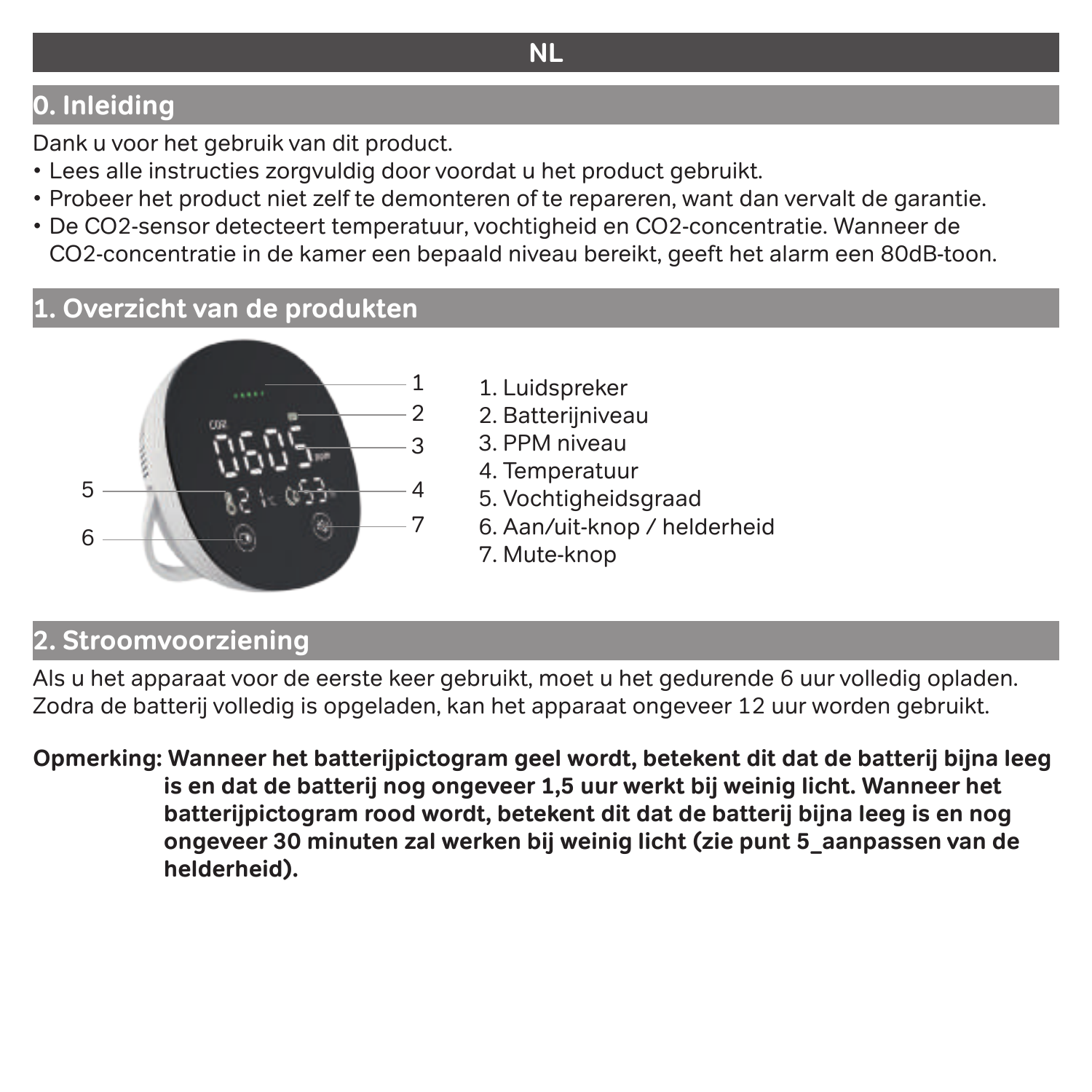# NL

## 0. Inleiding

Dank u voor het gebruik van dit product.

- Lees alle instructies zorgvuldig door voordat u het product gebruikt.
- Probeer het product niet zelf te demonteren of te repareren, want dan vervalt de garantie.
- De CO2-sensor detecteert temperatuur, vochtigheid en CO2-concentratie. Wanneer de CO2-concentratie in de kamer een bepaald niveau bereikt, geeft het alarm een 80dB-toon.

## 1. Overzicht van de produkten

1. Luidspreker
2. Batterijniveau
3. PPM niveau
4. Temperatuur
5. Vochtigheidsgraad
6. Aan/uit-knop / helderheid
7. Mute-knop

## 2. Stroomvoorziening

Als u het apparaat voor de eerste keer gebruikt, moet u het gedurende 6 uur volledig opladen. Zodra de batterij volledig is opgeladen, kan het apparaat ongeveer 12 uur worden gebruikt.

**Opmerking: Wanneer het batterijpictogram geel wordt, betekent dit dat de batterij bijna leeg is en dat de batterij nog ongeveer 1,5 uur werkt bij weinig licht. Wanneer het batterijpictogram rood wordt, betekent dit dat de batterij bijna leeg is en nog ongeveer 30 minuten zal werken bij weinig licht (zie punt 5_aanpassen van de helderheid).**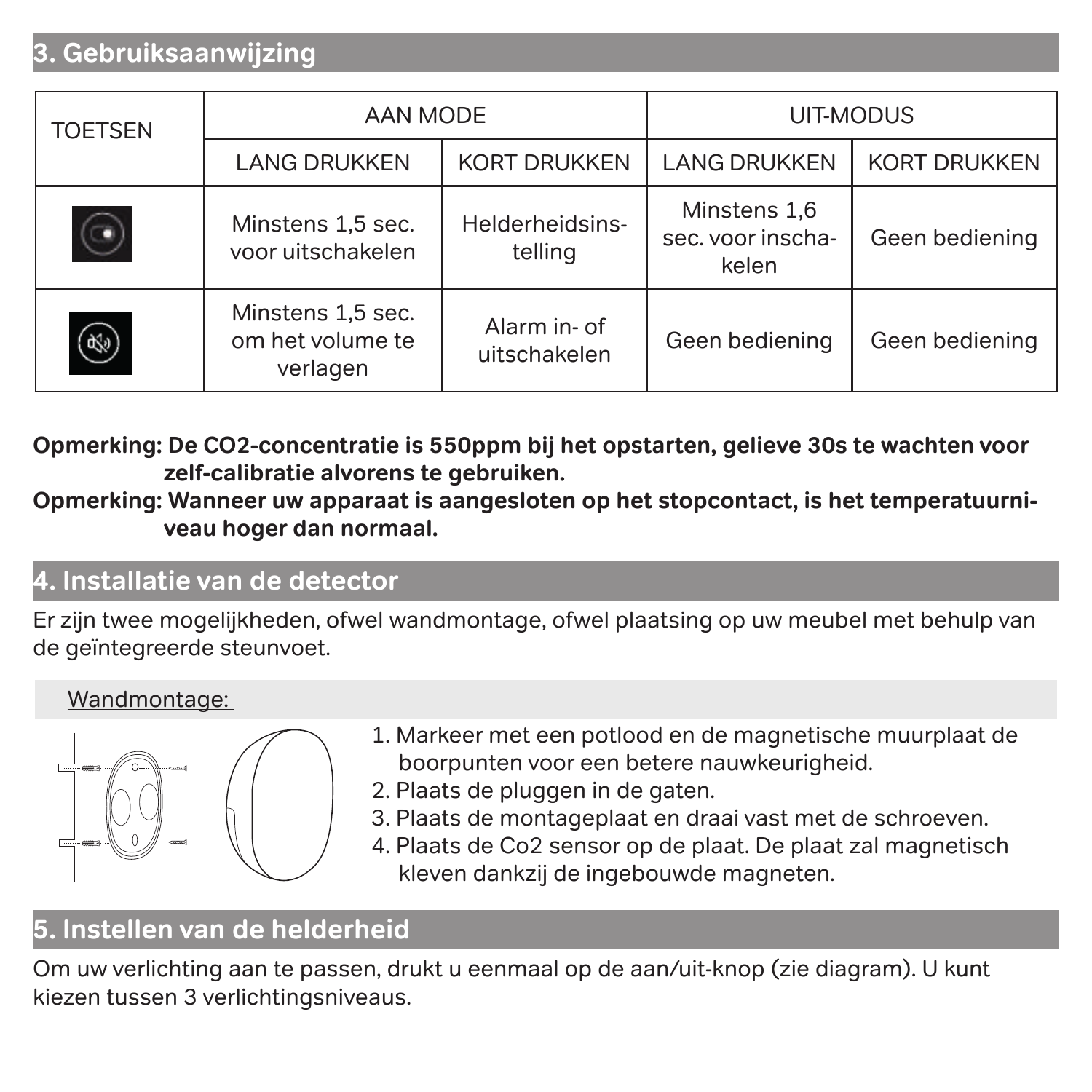## 3. Gebruiksaanwijzing

| TOETSEN | AAN MODE | | UIT-MODUS | |
|---|---|---|---|---|
| | LANG DRUKKEN | KORT DRUKKEN | LANG DRUKKEN | KORT DRUKKEN |
| | Minstens 1,5 sec. voor uitschakelen | Helderheidsinstelling | Minstens 1,6 sec. voor inschakelen | Geen bediening |
| | Minstens 1,5 sec. om het volume te verlagen | Alarm in- of uitschakelen | Geen bediening | Geen bediening |

**Opmerking: De CO2-concentratie is 550ppm bij het opstarten, gelieve 30s te wachten voor zelf-calibratie alvorens te gebruiken.**

**Opmerking: Wanneer uw apparaat is aangesloten op het stopcontact, is het temperatuurniveau hoger dan normaal.**

## 4. Installatie van de detector

Er zijn twee mogelijkheden, ofwel wandmontage, ofwel plaatsing op uw meubel met behulp van de geïntegreerde steunvoet.

Wandmontage:

1. Markeer met een potlood en de magnetische muurplaat de boorpunten voor een betere nauwkeurigheid.
2. Plaats de pluggen in de gaten.
3. Plaats de montageplaat en draai vast met de schroeven.
4. Plaats de Co2 sensor op de plaat. De plaat zal magnetisch kleven dankzij de ingebouwde magneten.

## 5. Instellen van de helderheid

Om uw verlichting aan te passen, drukt u eenmaal op de aan/uit-knop (zie diagram). U kunt kiezen tussen 3 verlichtingsniveaus.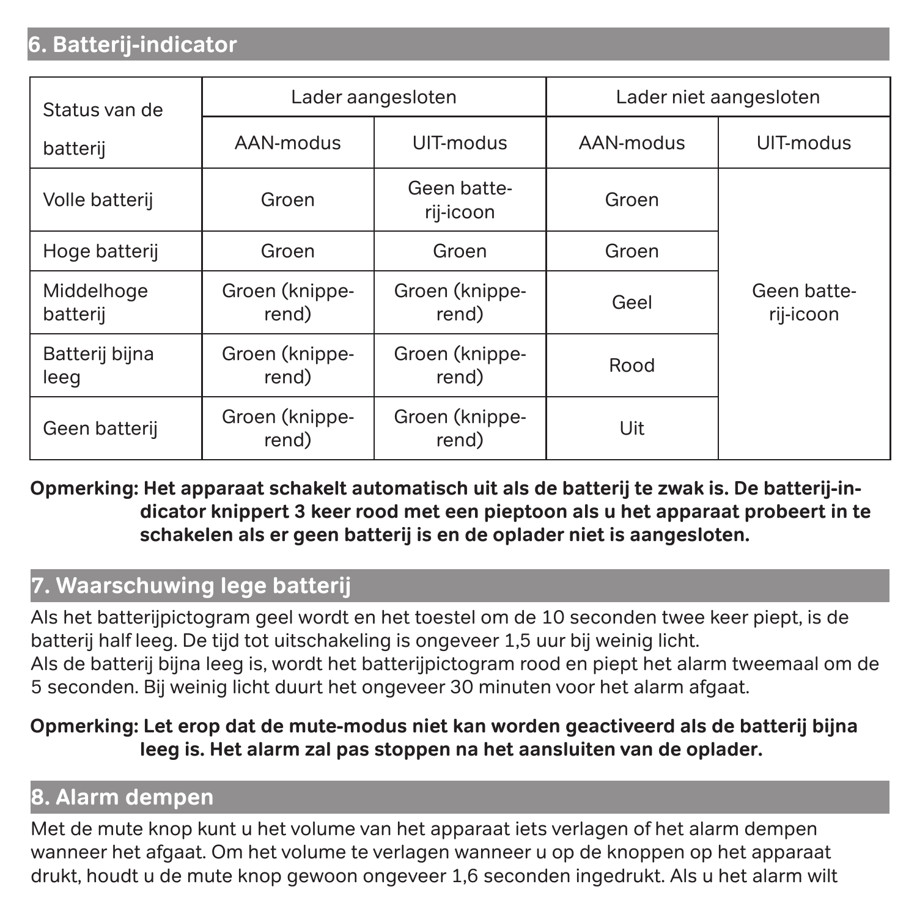## 6. Batterij-indicator

| Status van de batterij | Lader aangesloten | | Lader niet aangesloten | |
|---|---|---|---|---|
| | AAN-modus | UIT-modus | AAN-modus | UIT-modus |
| Volle batterij | Groen | Geen batterij-icoon | Groen | Geen batterij-icoon |
| Hoge batterij | Groen | Groen | Groen | |
| Middelhoge batterij | Groen (knipperend) | Groen (knipperend) | Geel | |
| Batterij bijna leeg | Groen (knipperend) | Groen (knipperend) | Rood | |
| Geen batterij | Groen (knipperend) | Groen (knipperend) | Uit | |

**Opmerking: Het apparaat schakelt automatisch uit als de batterij te zwak is. De batterij-indicator knippert 3 keer rood met een pieptoon als u het apparaat probeert in te schakelen als er geen batterij is en de oplader niet is aangesloten.**

## 7. Waarschuwing lege batterij

Als het batterijpictogram geel wordt en het toestel om de 10 seconden twee keer piept, is de batterij half leeg. De tijd tot uitschakeling is ongeveer 1,5 uur bij weinig licht.
Als de batterij bijna leeg is, wordt het batterijpictogram rood en piept het alarm tweemaal om de 5 seconden. Bij weinig licht duurt het ongeveer 30 minuten voor het alarm afgaat.

**Opmerking: Let erop dat de mute-modus niet kan worden geactiveerd als de batterij bijna leeg is. Het alarm zal pas stoppen na het aansluiten van de oplader.**

## 8. Alarm dempen

Met de mute knop kunt u het volume van het apparaat iets verlagen of het alarm dempen wanneer het afgaat. Om het volume te verlagen wanneer u op de knoppen op het apparaat drukt, houdt u de mute knop gewoon ongeveer 1,6 seconden ingedrukt. Als u het alarm wilt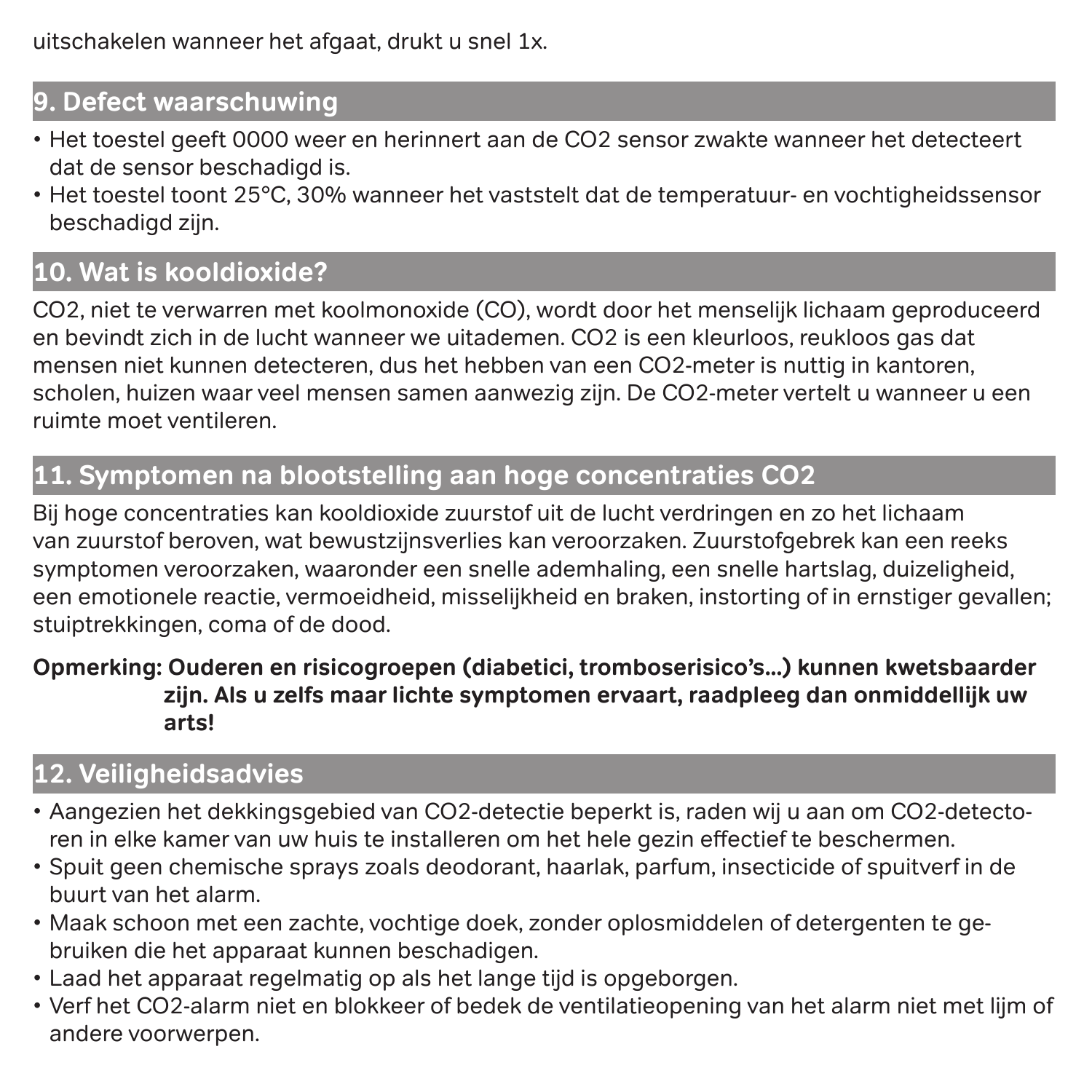uitschakelen wanneer het afgaat, drukt u snel 1x.

## 9. Defect waarschuwing

- Het toestel geeft 0000 weer en herinnert aan de CO2 sensor zwakte wanneer het detecteert dat de sensor beschadigd is.
- Het toestel toont 25°C, 30% wanneer het vaststelt dat de temperatuur- en vochtigheidssensor beschadigd zijn.

## 10. Wat is kooldioxide?

CO2, niet te verwarren met koolmonoxide (CO), wordt door het menselijk lichaam geproduceerd en bevindt zich in de lucht wanneer we uitademen. CO2 is een kleurloos, reukloos gas dat mensen niet kunnen detecteren, dus het hebben van een CO2-meter is nuttig in kantoren, scholen, huizen waar veel mensen samen aanwezig zijn. De CO2-meter vertelt u wanneer u een ruimte moet ventileren.

## 11. Symptomen na blootstelling aan hoge concentraties CO2

Bij hoge concentraties kan kooldioxide zuurstof uit de lucht verdringen en zo het lichaam van zuurstof beroven, wat bewustzijnsverlies kan veroorzaken. Zuurstofgebrek kan een reeks symptomen veroorzaken, waaronder een snelle ademhaling, een snelle hartslag, duizeligheid, een emotionele reactie, vermoeidheid, misselijkheid en braken, instorting of in ernstiger gevallen; stuiptrekkingen, coma of de dood.

**Opmerking: Ouderen en risicogroepen (diabetici, tromboserisico's...) kunnen kwetsbaarder zijn. Als u zelfs maar lichte symptomen ervaart, raadpleeg dan onmiddellijk uw arts!**

## 12. Veiligheidsadvies

- Aangezien het dekkingsgebied van CO2-detectie beperkt is, raden wij u aan om CO2-detectoren in elke kamer van uw huis te installeren om het hele gezin effectief te beschermen.
- Spuit geen chemische sprays zoals deodorant, haarlak, parfum, insecticide of spuitverf in de buurt van het alarm.
- Maak schoon met een zachte, vochtige doek, zonder oplosmiddelen of detergenten te gebruiken die het apparaat kunnen beschadigen.
- Laad het apparaat regelmatig op als het lange tijd is opgeborgen.
- Verf het CO2-alarm niet en blokkeer of bedek de ventilatieopening van het alarm niet met lijm of andere voorwerpen.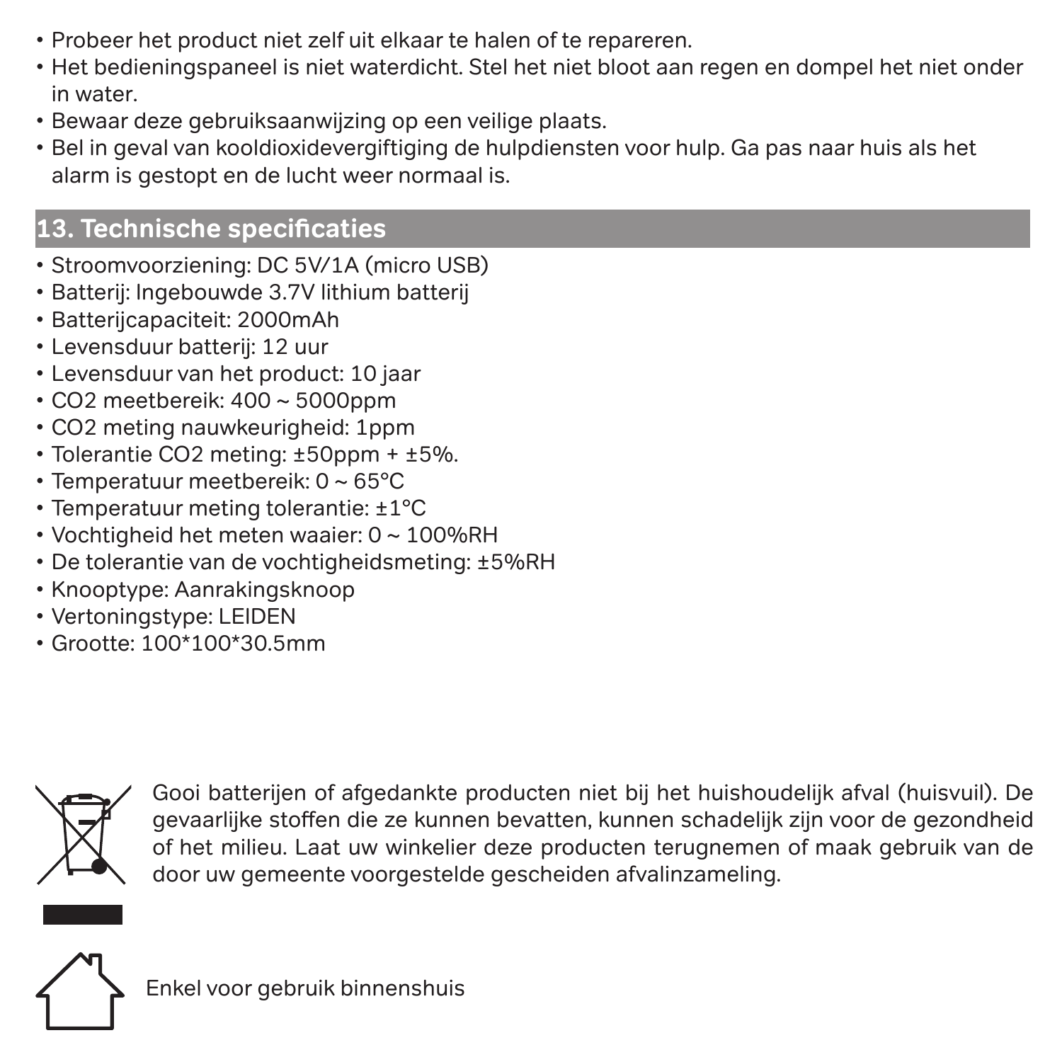- Probeer het product niet zelf uit elkaar te halen of te repareren.
- Het bedieningspaneel is niet waterdicht. Stel het niet bloot aan regen en dompel het niet onder in water.
- Bewaar deze gebruiksaanwijzing op een veilige plaats.
- Bel in geval van kooldioxidevergiftiging de hulpdiensten voor hulp. Ga pas naar huis als het alarm is gestopt en de lucht weer normaal is.

## 13. Technische specificaties

- Stroomvoorziening: DC 5V/1A (micro USB)
- Batterij: Ingebouwde 3.7V lithium batterij
- Batterijcapaciteit: 2000mAh
- Levensduur batterij: 12 uur
- Levensduur van het product: 10 jaar
- $CO_2$ meetbereik: 400 ~ 5000ppm
- $CO_2$ meting nauwkeurigheid: 1ppm
- Tolerantie $CO_2$ meting: ±50ppm + ±5%.
- Temperatuur meetbereik: 0 ~ 65°C
- Temperatuur meting tolerantie: ±1°C
- Vochtigheid het meten waaier: 0 ~ 100%RH
- De tolerantie van de vochtigheidsmeting: ±5%RH
- Knooptype: Aanrakingsknoop
- Vertoningstype: LEIDEN
- Grootte: 100*100*30.5mm

Gooi batterijen of afgedankte producten niet bij het huishoudelijk afval (huisvuil). De gevaarlijke stoffen die ze kunnen bevatten, kunnen schadelijk zijn voor de gezondheid of het milieu. Laat uw winkelier deze producten terugnemen of maak gebruik van de door uw gemeente voorgestelde gescheiden afvalinzameling.

Enkel voor gebruik binnenshuis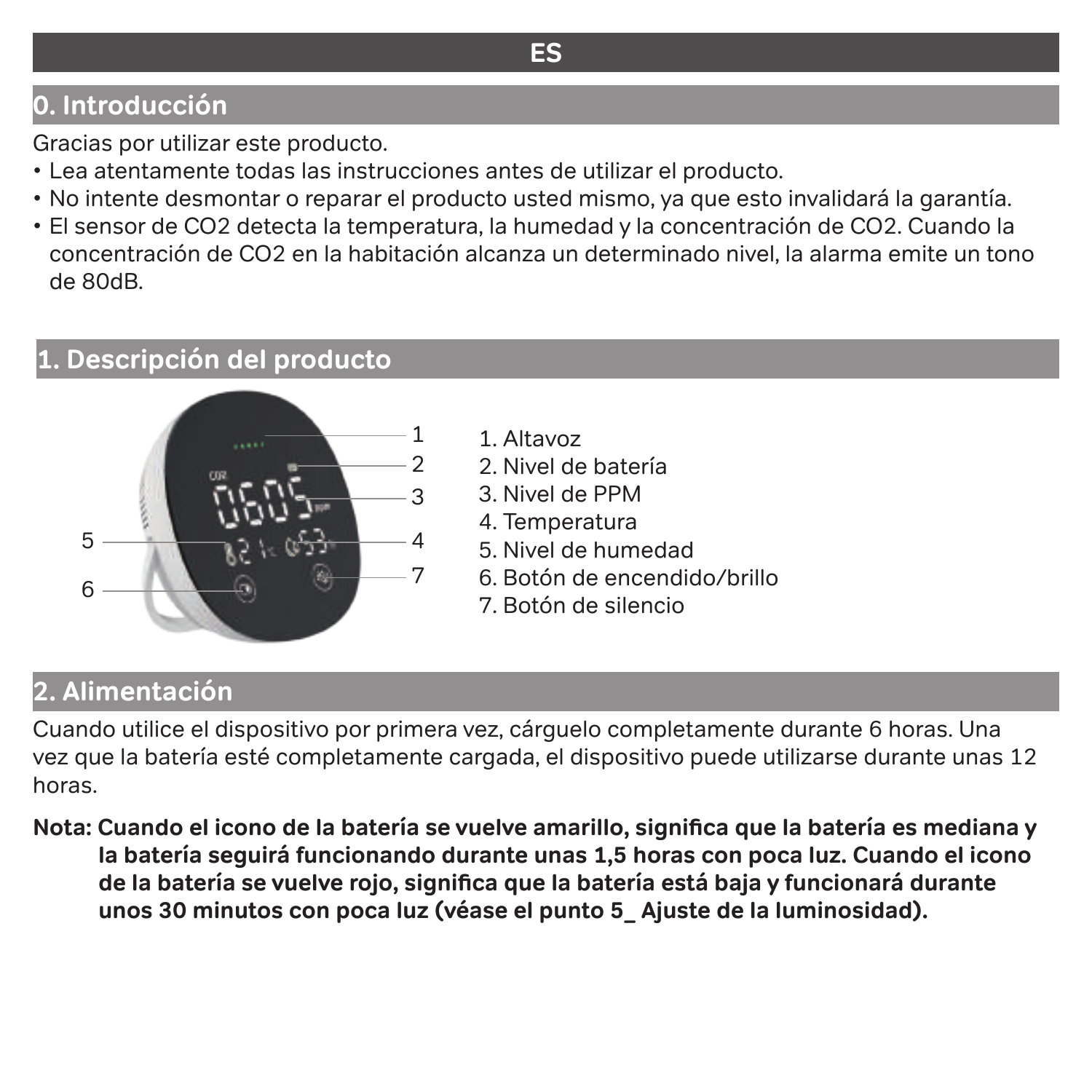# ES

## 0. Introducción

Gracias por utilizar este producto.

- Lea atentamente todas las instrucciones antes de utilizar el producto.
- No intente desmontar o reparar el producto usted mismo, ya que esto invalidará la garantía.
- El sensor de $CO_2$ detecta la temperatura, la humedad y la concentración de $CO_2$. Cuando la concentración de $CO_2$ en la habitación alcanza un determinado nivel, la alarma emite un tono de 80dB.

## 1. Descripción del producto

1. Altavoz
2. Nivel de batería
3. Nivel de PPM
4. Temperatura
5. Nivel de humedad
6. Botón de encendido/brillo
7. Botón de silencio

## 2. Alimentación

Cuando utilice el dispositivo por primera vez, cárguelo completamente durante 6 horas. Una vez que la batería esté completamente cargada, el dispositivo puede utilizarse durante unas 12 horas.

**Nota: Cuando el icono de la batería se vuelve amarillo, significa que la batería es mediana y la batería seguirá funcionando durante unas 1,5 horas con poca luz. Cuando el icono de la batería se vuelve rojo, significa que la batería está baja y funcionará durante unos 30 minutos con poca luz (véase el punto 5_ Ajuste de la luminosidad).**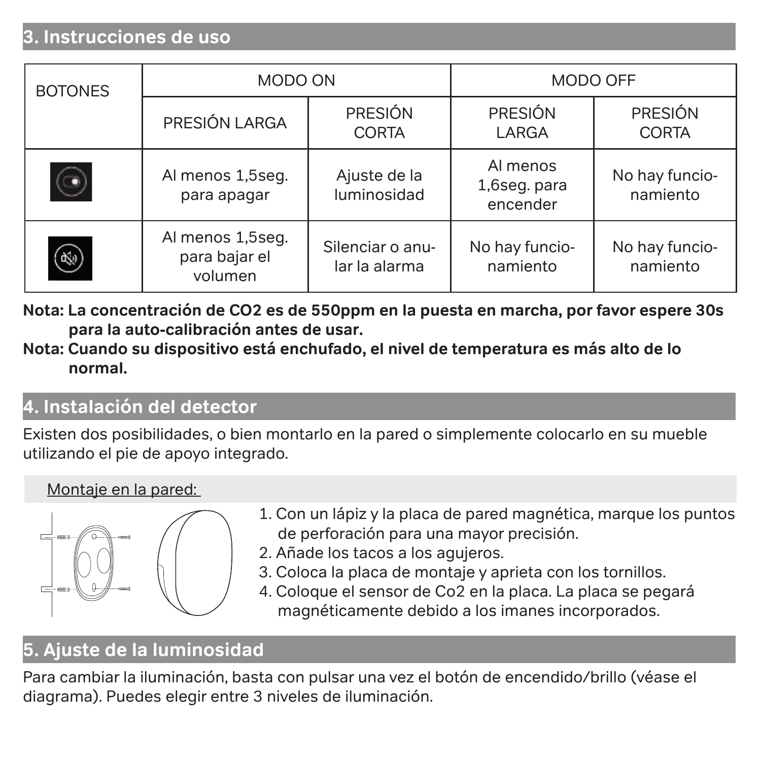## 3. Instrucciones de uso

| BOTONES | MODO ON | | MODO OFF | |
|---|---|---|---|---|
| | PRESIÓN LARGA | PRESIÓN CORTA | PRESIÓN LARGA | PRESIÓN CORTA |
| | Al menos 1,5seg. para apagar | Ajuste de la luminosidad | Al menos 1,6seg. para encender | No hay funcionamiento |
| | Al menos 1,5seg. para bajar el volumen | Silenciar o anular la alarma | No hay funcionamiento | No hay funcionamiento |

**Nota: La concentración de $CO_2$ es de 550ppm en la puesta en marcha, por favor espere 30s para la auto-calibración antes de usar.**

**Nota: Cuando su dispositivo está enchufado, el nivel de temperatura es más alto de lo normal.**

## 4. Instalación del detector

Existen dos posibilidades, o bien montarlo en la pared o simplemente colocarlo en su mueble utilizando el pie de apoyo integrado.

Montaje en la pared:

1. Con un lápiz y la placa de pared magnética, marque los puntos de perforación para una mayor precisión.
2. Añade los tacos a los agujeros.
3. Coloca la placa de montaje y aprieta con los tornillos.
4. Coloque el sensor de Co2 en la placa. La placa se pegará magnéticamente debido a los imanes incorporados.

## 5. Ajuste de la luminosidad

Para cambiar la iluminación, basta con pulsar una vez el botón de encendido/brillo (véase el diagrama). Puedes elegir entre 3 niveles de iluminación.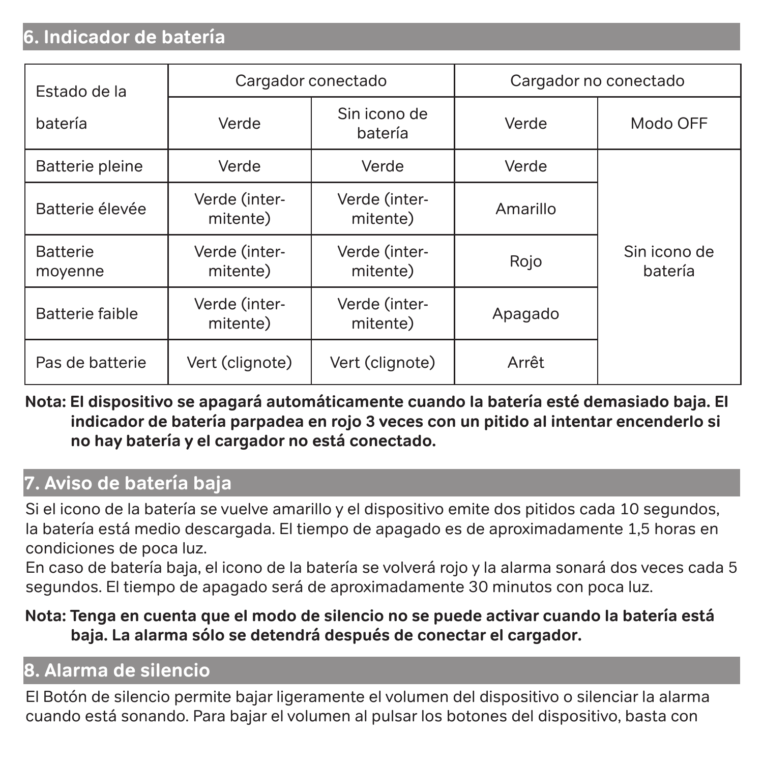## 6. Indicador de batería

| Estado de la batería | Cargador conectado | | Cargador no conectado | |
|---|---|---|---|---|
| | Verde | Sin icono de batería | Verde | Modo OFF |
| Batterie pleine | Verde | Verde | Verde | Sin icono de batería |
| Batterie élevée | Verde (inter-mitente) | Verde (inter-mitente) | Amarillo | |
| Batterie moyenne | Verde (inter-mitente) | Verde (inter-mitente) | Rojo | |
| Batterie faible | Verde (inter-mitente) | Verde (inter-mitente) | Apagado | |
| Pas de batterie | Vert (clignote) | Vert (clignote) | Arrêt | |

**Nota: El dispositivo se apagará automáticamente cuando la batería esté demasiado baja. El indicador de batería parpadea en rojo 3 veces con un pitido al intentar encenderlo si no hay batería y el cargador no está conectado.**

## 7. Aviso de batería baja

Si el icono de la batería se vuelve amarillo y el dispositivo emite dos pitidos cada 10 segundos, la batería está medio descargada. El tiempo de apagado es de aproximadamente 1,5 horas en condiciones de poca luz.
En caso de batería baja, el icono de la batería se volverá rojo y la alarma sonará dos veces cada 5 segundos. El tiempo de apagado será de aproximadamente 30 minutos con poca luz.

**Nota: Tenga en cuenta que el modo de silencio no se puede activar cuando la batería está baja. La alarma sólo se detendrá después de conectar el cargador.**

## 8. Alarma de silencio

El Botón de silencio permite bajar ligeramente el volumen del dispositivo o silenciar la alarma cuando está sonando. Para bajar el volumen al pulsar los botones del dispositivo, basta con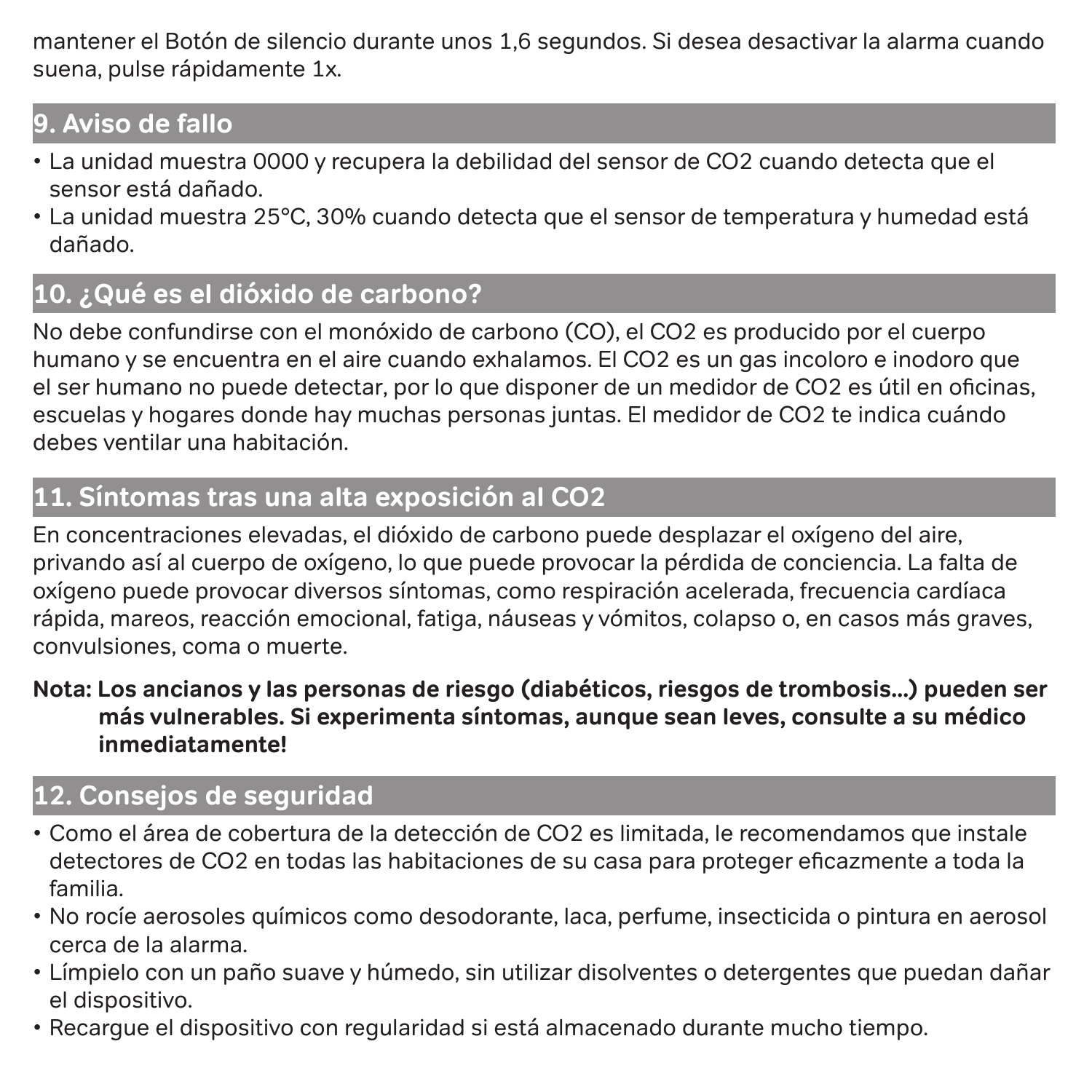mantener el Botón de silencio durante unos 1,6 segundos. Si desea desactivar la alarma cuando suena, pulse rápidamente 1x.

## 9. Aviso de fallo

- La unidad muestra 0000 y recupera la debilidad del sensor de $CO_2$ cuando detecta que el sensor está dañado.
- La unidad muestra 25°C, 30% cuando detecta que el sensor de temperatura y humedad está dañado.

## 10. ¿Qué es el dióxido de carbono?

No debe confundirse con el monóxido de carbono (CO), el $CO_2$ es producido por el cuerpo humano y se encuentra en el aire cuando exhalamos. El $CO_2$ es un gas incoloro e inodoro que el ser humano no puede detectar, por lo que disponer de un medidor de $CO_2$ es útil en oficinas, escuelas y hogares donde hay muchas personas juntas. El medidor de $CO_2$ te indica cuándo debes ventilar una habitación.

## 11. Síntomas tras una alta exposición al CO2

En concentraciones elevadas, el dióxido de carbono puede desplazar el oxígeno del aire, privando así al cuerpo de oxígeno, lo que puede provocar la pérdida de conciencia. La falta de oxígeno puede provocar diversos síntomas, como respiración acelerada, frecuencia cardíaca rápida, mareos, reacción emocional, fatiga, náuseas y vómitos, colapso o, en casos más graves, convulsiones, coma o muerte.

**Nota: Los ancianos y las personas de riesgo (diabéticos, riesgos de trombosis...) pueden ser más vulnerables. Si experimenta síntomas, aunque sean leves, consulte a su médico inmediatamente!**

## 12. Consejos de seguridad

- Como el área de cobertura de la detección de $CO_2$ es limitada, le recomendamos que instale detectores de $CO_2$ en todas las habitaciones de su casa para proteger eficazmente a toda la familia.
- No rocíe aerosoles químicos como desodorante, laca, perfume, insecticida o pintura en aerosol cerca de la alarma.
- Límpielo con un paño suave y húmedo, sin utilizar disolventes o detergentes que puedan dañar el dispositivo.
- Recargue el dispositivo con regularidad si está almacenado durante mucho tiempo.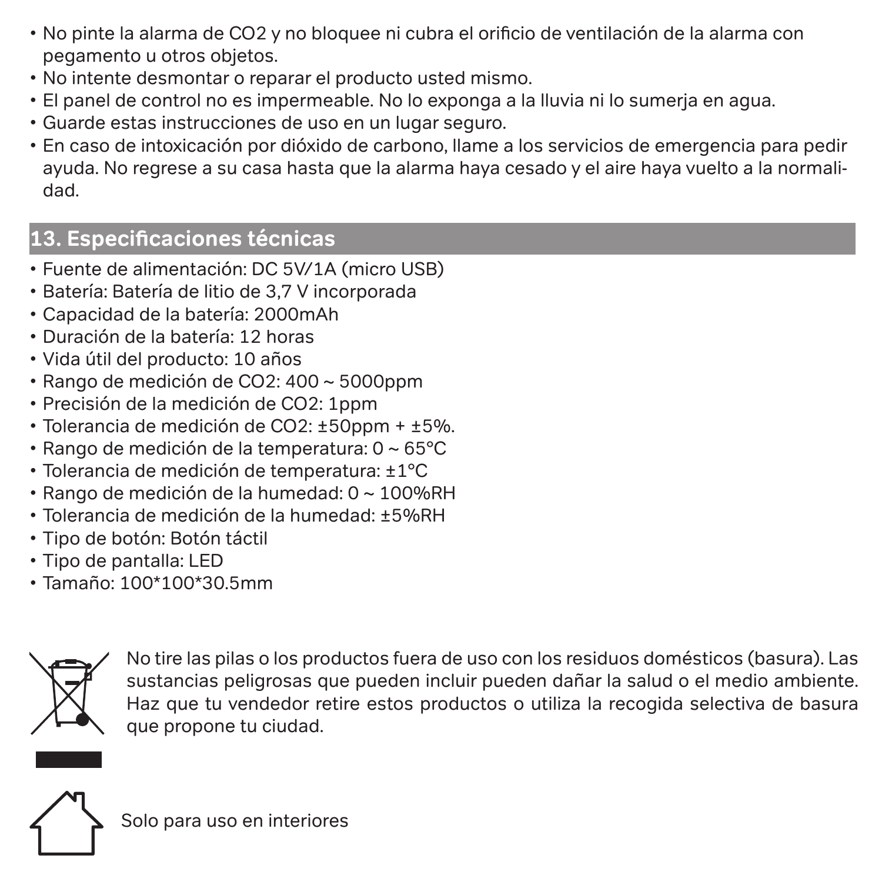- No pinte la alarma de $CO_2$ y no bloquee ni cubra el orificio de ventilación de la alarma con pegamento u otros objetos.
- No intente desmontar o reparar el producto usted mismo.
- El panel de control no es impermeable. No lo exponga a la lluvia ni lo sumerja en agua.
- Guarde estas instrucciones de uso en un lugar seguro.
- En caso de intoxicación por dióxido de carbono, llame a los servicios de emergencia para pedir ayuda. No regrese a su casa hasta que la alarma haya cesado y el aire haya vuelto a la normalidad.

## 13. Especificaciones técnicas

- Fuente de alimentación: DC 5V/1A (micro USB)
- Batería: Batería de litio de 3,7 V incorporada
- Capacidad de la batería: 2000mAh
- Duración de la batería: 12 horas
- Vida útil del producto: 10 años
- Rango de medición de $CO_2$: 400 ~ 5000ppm
- Precisión de la medición de $CO_2$: 1ppm
- Tolerancia de medición de $CO_2$: ±50ppm + ±5%.
- Rango de medición de la temperatura: 0 ~ 65°C
- Tolerancia de medición de temperatura: ±1°C
- Rango de medición de la humedad: 0 ~ 100%RH
- Tolerancia de medición de la humedad: ±5%RH
- Tipo de botón: Botón táctil
- Tipo de pantalla: LED
- Tamaño: 100*100*30.5mm

No tire las pilas o los productos fuera de uso con los residuos domésticos (basura). Las sustancias peligrosas que pueden incluir pueden dañar la salud o el medio ambiente. Haz que tu vendedor retire estos productos o utiliza la recogida selectiva de basura que propone tu ciudad.

Solo para uso en interiores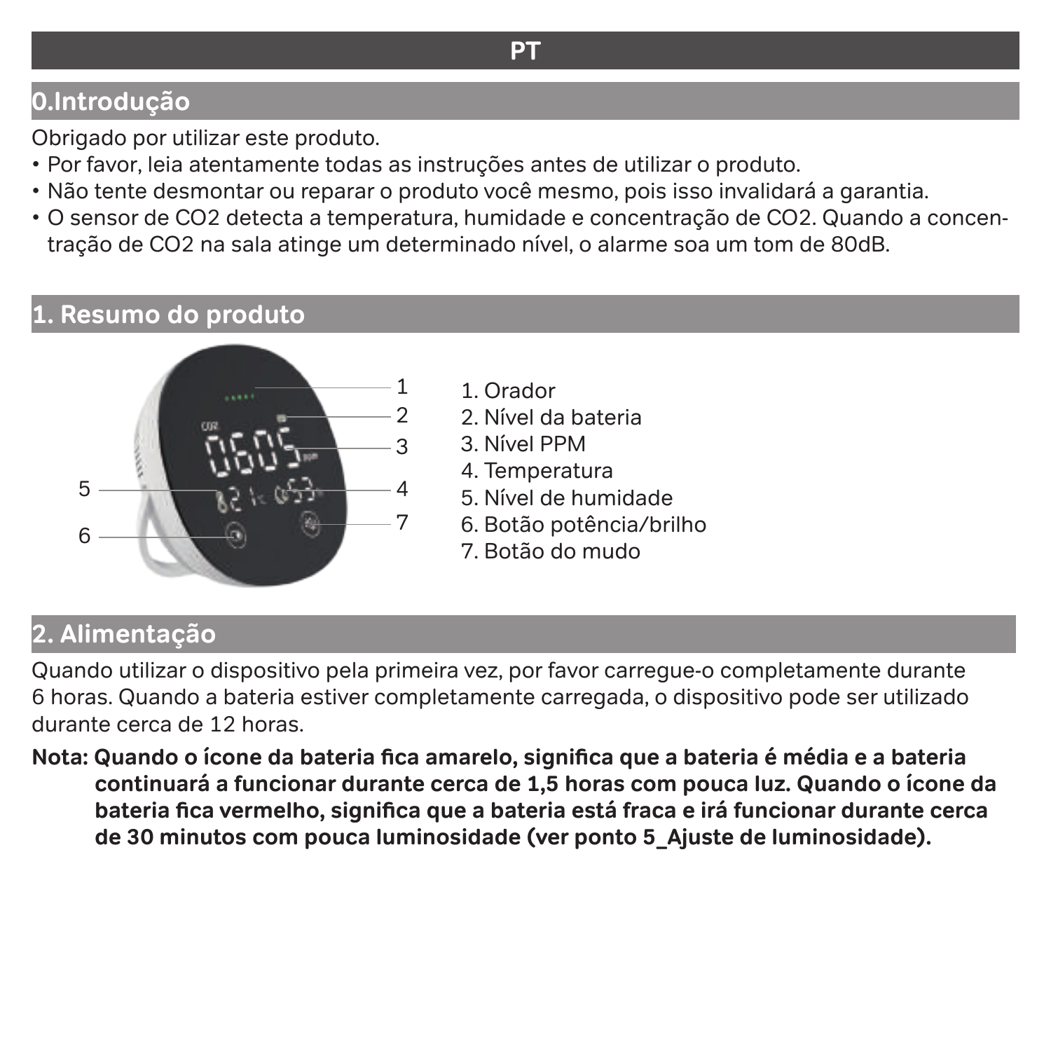**PT**

## 0.Introdução

Obrigado por utilizar este produto.

- Por favor, leia atentamente todas as instruções antes de utilizar o produto.
- Não tente desmontar ou reparar o produto você mesmo, pois isso invalidará a garantia.
- O sensor de $CO_2$ detecta a temperatura, humidade e concentração de $CO_2$. Quando a concentração de $CO_2$ na sala atinge um determinado nível, o alarme soa um tom de 80dB.

## 1. Resumo do produto

1. Orador
2. Nível da bateria
3. Nível PPM
4. Temperatura
5. Nível de humidade
6. Botão potência/brilho
7. Botão do mudo

## 2. Alimentação

Quando utilizar o dispositivo pela primeira vez, por favor carregue-o completamente durante 6 horas. Quando a bateria estiver completamente carregada, o dispositivo pode ser utilizado durante cerca de 12 horas.

**Nota: Quando o ícone da bateria fica amarelo, significa que a bateria é média e a bateria continuará a funcionar durante cerca de 1,5 horas com pouca luz. Quando o ícone da bateria fica vermelho, significa que a bateria está fraca e irá funcionar durante cerca de 30 minutos com pouca luminosidade (ver ponto 5_Ajuste de luminosidade).**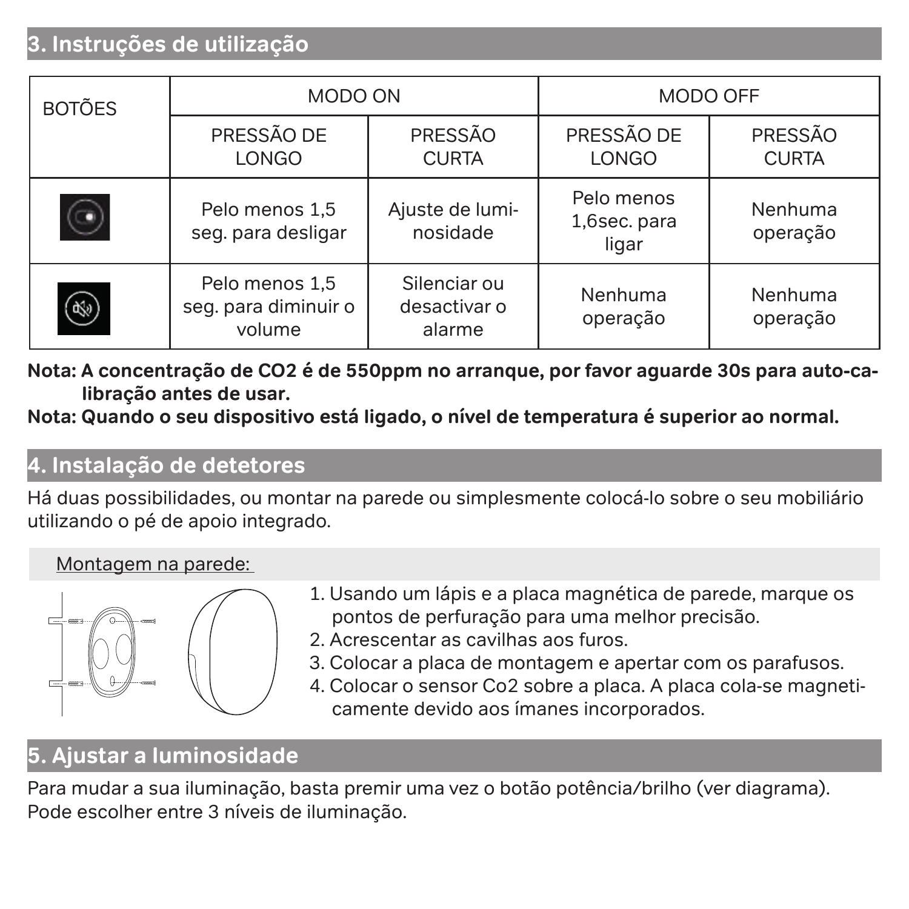## 3. Instruções de utilização

| BOTÕES | MODO ON | | MODO OFF | |
|---|---|---|---|---|
| | PRESSÃO DE LONGO | PRESSÃO CURTA | PRESSÃO DE LONGO | PRESSÃO CURTA |
| (botão potência/brilho) | Pelo menos 1,5 seg. para desligar | Ajuste de luminosidade | Pelo menos 1,6sec. para ligar | Nenhuma operação |
| (botão silenciar) | Pelo menos 1,5 seg. para diminuir o volume | Silenciar ou desactivar o alarme | Nenhuma operação | Nenhuma operação |

**Nota: A concentração de $CO_2$ é de 550ppm no arranque, por favor aguarde 30s para auto-calibração antes de usar.**

**Nota: Quando o seu dispositivo está ligado, o nível de temperatura é superior ao normal.**

## 4. Instalação de detetores

Há duas possibilidades, ou montar na parede ou simplesmente colocá-lo sobre o seu mobiliário utilizando o pé de apoio integrado.

Montagem na parede:

1. Usando um lápis e a placa magnética de parede, marque os pontos de perfuração para uma melhor precisão.
2. Acrescentar as cavilhas aos furos.
3. Colocar a placa de montagem e apertar com os parafusos.
4. Colocar o sensor Co2 sobre a placa. A placa cola-se magneticamente devido aos ímanes incorporados.

## 5. Ajustar a luminosidade

Para mudar a sua iluminação, basta premir uma vez o botão potência/brilho (ver diagrama). Pode escolher entre 3 níveis de iluminação.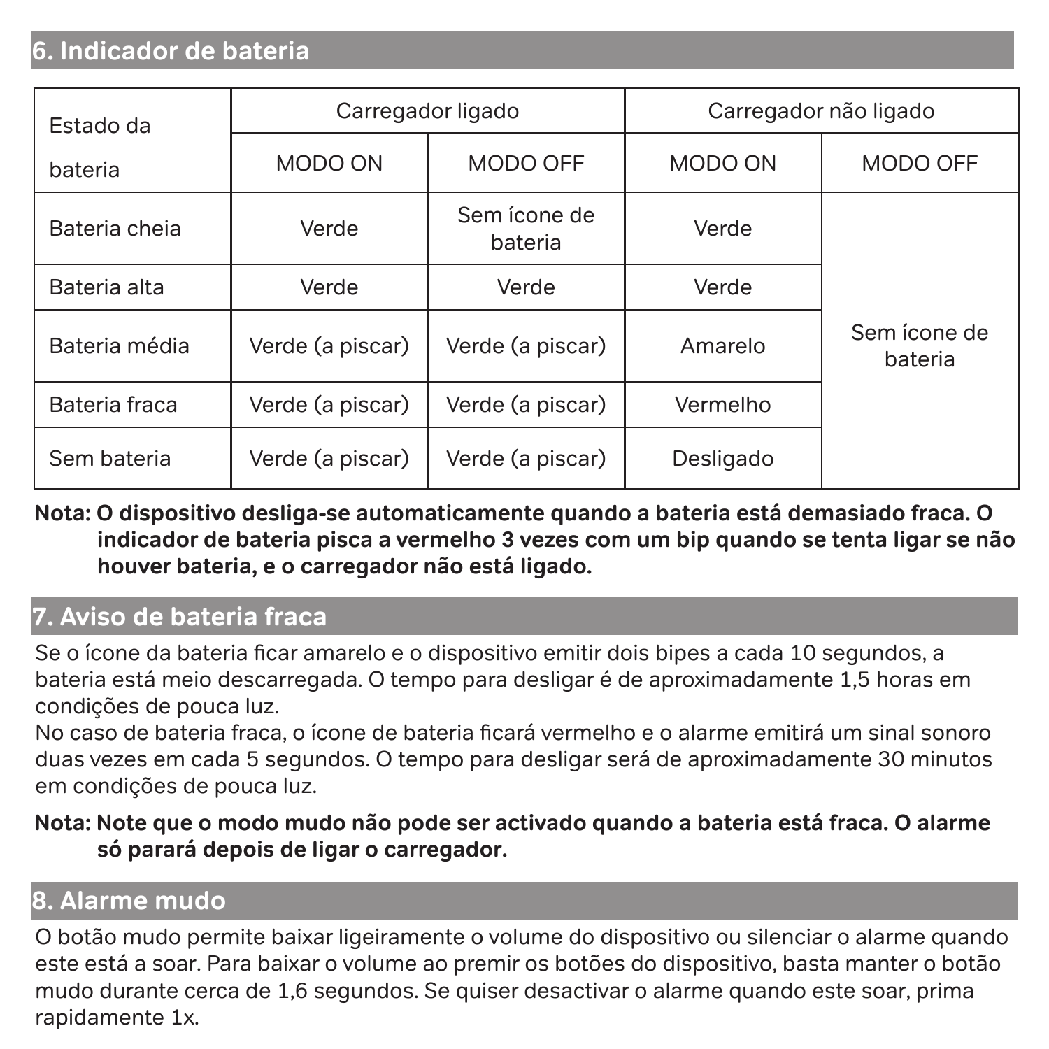## 6. Indicador de bateria

| Estado da bateria | Carregador ligado | | Carregador não ligado | |
|---|---|---|---|---|
| | MODO ON | MODO OFF | MODO ON | MODO OFF |
| Bateria cheia | Verde | Sem ícone de bateria | Verde | Sem ícone de bateria |
| Bateria alta | Verde | Verde | Verde | |
| Bateria média | Verde (a piscar) | Verde (a piscar) | Amarelo | |
| Bateria fraca | Verde (a piscar) | Verde (a piscar) | Vermelho | |
| Sem bateria | Verde (a piscar) | Verde (a piscar) | Desligado | |

**Nota: O dispositivo desliga-se automaticamente quando a bateria está demasiado fraca. O indicador de bateria pisca a vermelho 3 vezes com um bip quando se tenta ligar se não houver bateria, e o carregador não está ligado.**

## 7. Aviso de bateria fraca

Se o ícone da bateria ficar amarelo e o dispositivo emitir dois bipes a cada 10 segundos, a bateria está meio descarregada. O tempo para desligar é de aproximadamente 1,5 horas em condições de pouca luz.
No caso de bateria fraca, o ícone de bateria ficará vermelho e o alarme emitirá um sinal sonoro duas vezes em cada 5 segundos. O tempo para desligar será de aproximadamente 30 minutos em condições de pouca luz.

**Nota: Note que o modo mudo não pode ser activado quando a bateria está fraca. O alarme só parará depois de ligar o carregador.**

## 8. Alarme mudo

O botão mudo permite baixar ligeiramente o volume do dispositivo ou silenciar o alarme quando este está a soar. Para baixar o volume ao premir os botões do dispositivo, basta manter o botão mudo durante cerca de 1,6 segundos. Se quiser desactivar o alarme quando este soar, prima rapidamente 1x.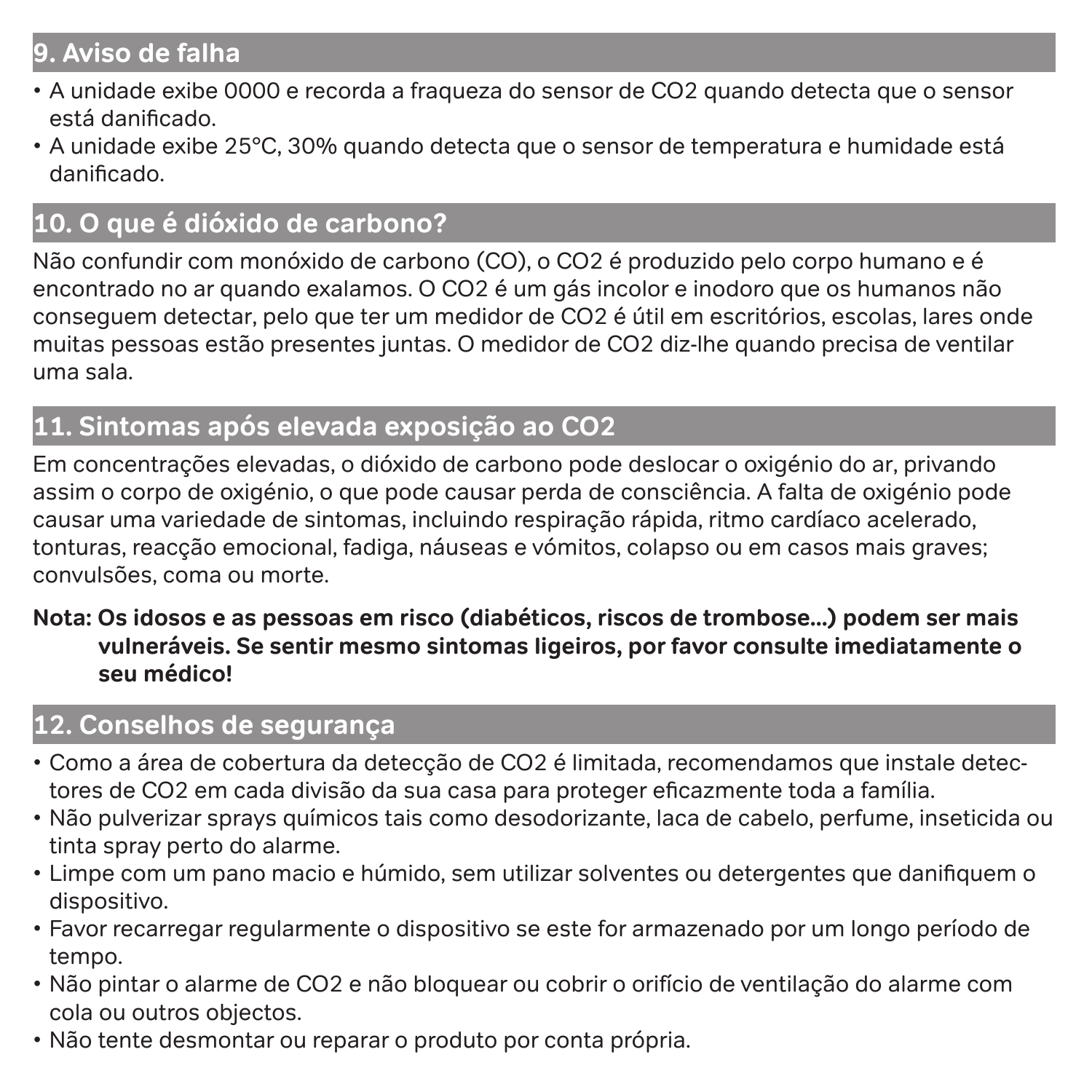## 9. Aviso de falha

- A unidade exibe 0000 e recorda a fraqueza do sensor de $CO_2$ quando detecta que o sensor está danificado.
- A unidade exibe 25°C, 30% quando detecta que o sensor de temperatura e humidade está danificado.

## 10. O que é dióxido de carbono?

Não confundir com monóxido de carbono (CO), o $CO_2$ é produzido pelo corpo humano e é encontrado no ar quando exalamos. O $CO_2$ é um gás incolor e inodoro que os humanos não conseguem detectar, pelo que ter um medidor de $CO_2$ é útil em escritórios, escolas, lares onde muitas pessoas estão presentes juntas. O medidor de $CO_2$ diz-lhe quando precisa de ventilar uma sala.

## 11. Sintomas após elevada exposição ao $CO_2$

Em concentrações elevadas, o dióxido de carbono pode deslocar o oxigénio do ar, privando assim o corpo de oxigénio, o que pode causar perda de consciência. A falta de oxigénio pode causar uma variedade de sintomas, incluindo respiração rápida, ritmo cardíaco acelerado, tonturas, reacção emocional, fadiga, náuseas e vómitos, colapso ou em casos mais graves; convulsões, coma ou morte.

**Nota: Os idosos e as pessoas em risco (diabéticos, riscos de trombose...) podem ser mais vulneráveis. Se sentir mesmo sintomas ligeiros, por favor consulte imediatamente o seu médico!**

## 12. Conselhos de segurança

- Como a área de cobertura da detecção de $CO_2$ é limitada, recomendamos que instale detectores de $CO_2$ em cada divisão da sua casa para proteger eficazmente toda a família.
- Não pulverizar sprays químicos tais como desodorizante, laca de cabelo, perfume, inseticida ou tinta spray perto do alarme.
- Limpe com um pano macio e húmido, sem utilizar solventes ou detergentes que danifiquem o dispositivo.
- Favor recarregar regularmente o dispositivo se este for armazenado por um longo período de tempo.
- Não pintar o alarme de $CO_2$ e não bloquear ou cobrir o orifício de ventilação do alarme com cola ou outros objectos.
- Não tente desmontar ou reparar o produto por conta própria.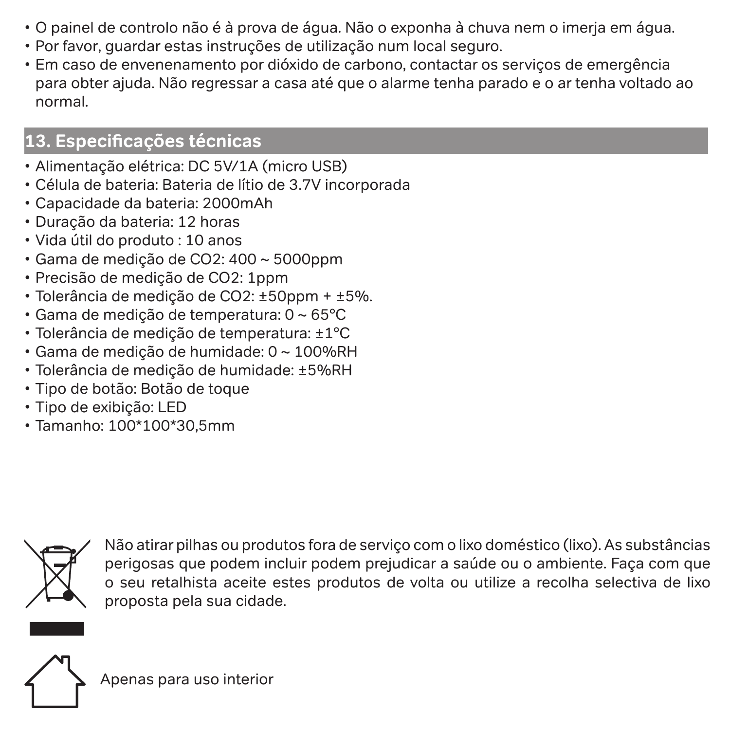- O painel de controlo não é à prova de água. Não o exponha à chuva nem o imerja em água.
- Por favor, guardar estas instruções de utilização num local seguro.
- Em caso de envenenamento por dióxido de carbono, contactar os serviços de emergência para obter ajuda. Não regressar a casa até que o alarme tenha parado e o ar tenha voltado ao normal.

## 13. Especificações técnicas

- Alimentação elétrica: DC 5V/1A (micro USB)
- Célula de bateria: Bateria de lítio de 3.7V incorporada
- Capacidade da bateria: 2000mAh
- Duração da bateria: 12 horas
- Vida útil do produto : 10 anos
- Gama de medição de $CO_2$: 400 ~ 5000ppm
- Precisão de medição de $CO_2$: 1ppm
- Tolerância de medição de $CO_2$: ±50ppm + ±5%.
- Gama de medição de temperatura: 0 ~ 65°C
- Tolerância de medição de temperatura: ±1°C
- Gama de medição de humidade: 0 ~ 100%RH
- Tolerância de medição de humidade: ±5%RH
- Tipo de botão: Botão de toque
- Tipo de exibição: LED
- Tamanho: 100*100*30,5mm

Não atirar pilhas ou produtos fora de serviço com o lixo doméstico (lixo). As substâncias perigosas que podem incluir podem prejudicar a saúde ou o ambiente. Faça com que o seu retalhista aceite estes produtos de volta ou utilize a recolha selectiva de lixo proposta pela sua cidade.

Apenas para uso interior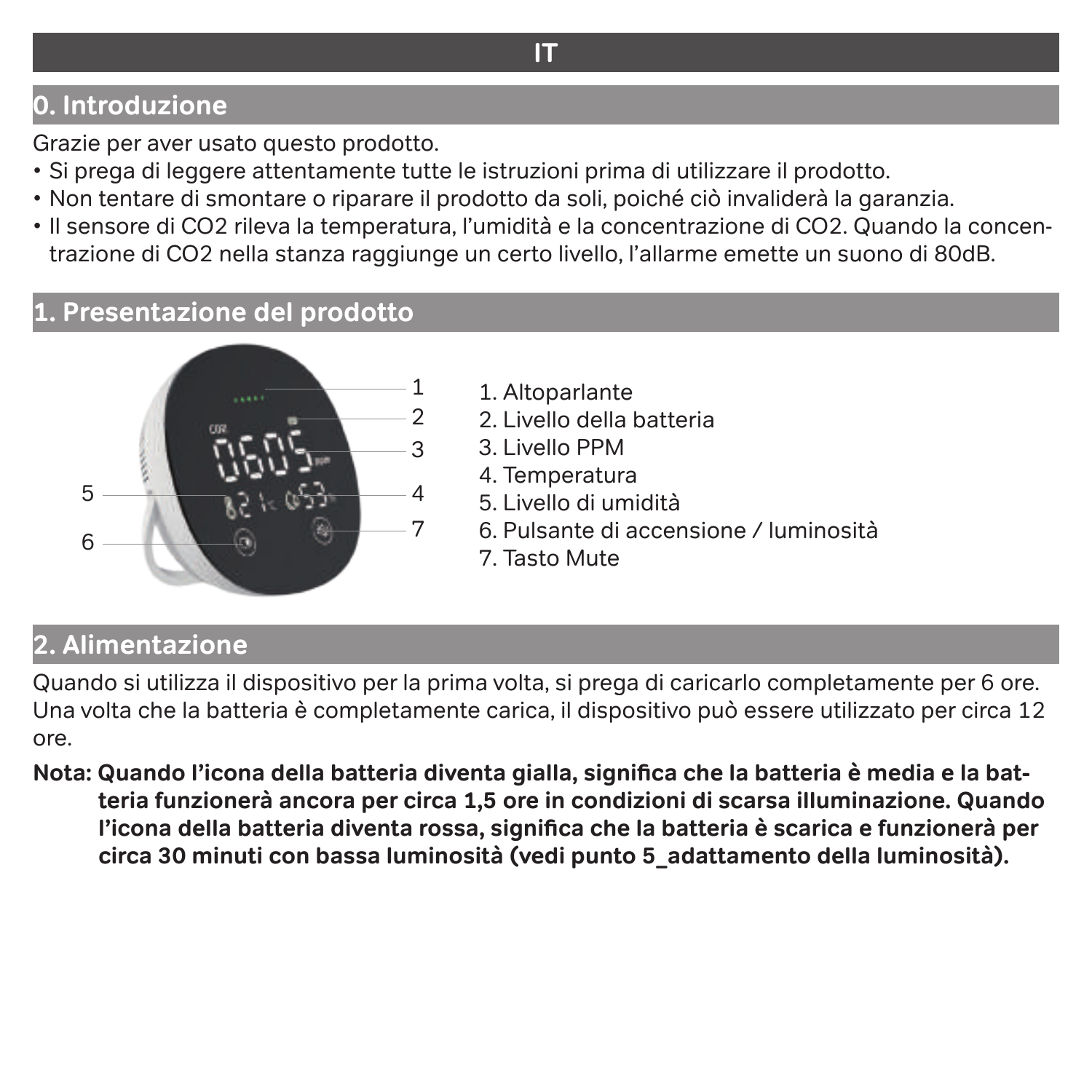# IT

## 0. Introduzione

Grazie per aver usato questo prodotto.

- Si prega di leggere attentamente tutte le istruzioni prima di utilizzare il prodotto.
- Non tentare di smontare o riparare il prodotto da soli, poiché ciò invaliderà la garanzia.
- Il sensore di CO2 rileva la temperatura, l'umidità e la concentrazione di CO2. Quando la concentrazione di CO2 nella stanza raggiunge un certo livello, l'allarme emette un suono di 80dB.

## 1. Presentazione del prodotto

1. Altoparlante
2. Livello della batteria
3. Livello PPM
4. Temperatura
5. Livello di umidità
6. Pulsante di accensione / luminosità
7. Tasto Mute

## 2. Alimentazione

Quando si utilizza il dispositivo per la prima volta, si prega di caricarlo completamente per 6 ore. Una volta che la batteria è completamente carica, il dispositivo può essere utilizzato per circa 12 ore.

**Nota: Quando l'icona della batteria diventa gialla, significa che la batteria è media e la batteria funzionerà ancora per circa 1,5 ore in condizioni di scarsa illuminazione. Quando l'icona della batteria diventa rossa, significa che la batteria è scarica e funzionerà per circa 30 minuti con bassa luminosità (vedi punto 5_adattamento della luminosità).**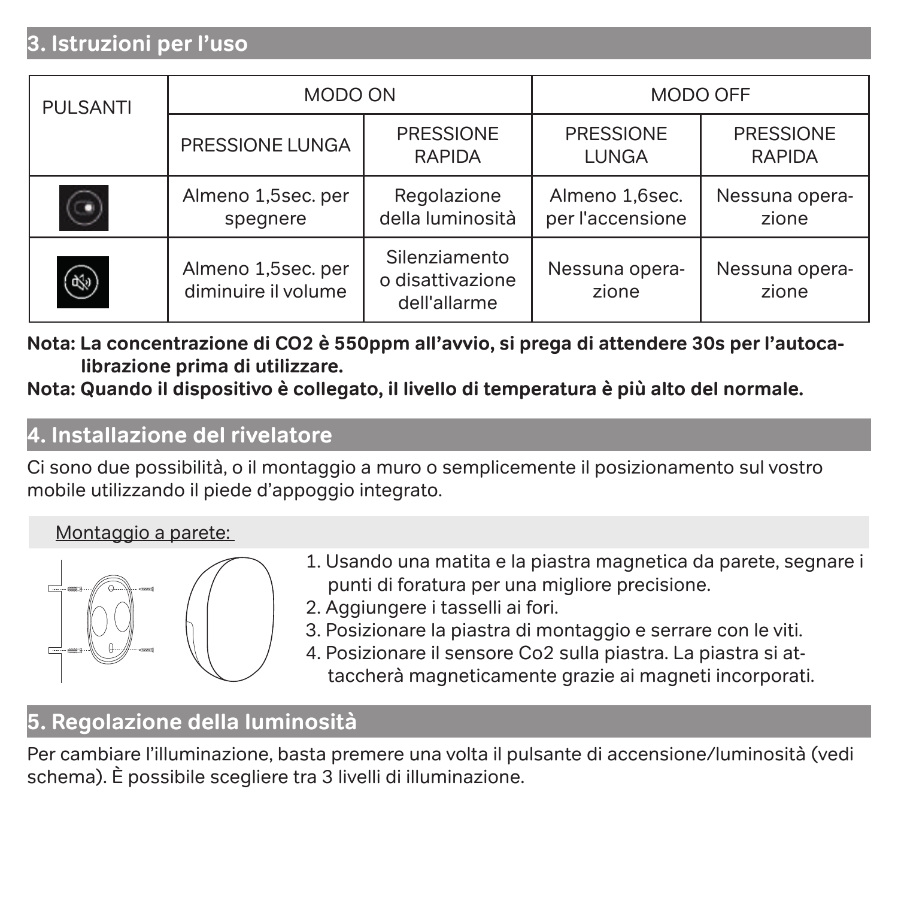## 3. Istruzioni per l'uso

| PULSANTI | MODO ON | | MODO OFF | |
|---|---|---|---|---|
| | PRESSIONE LUNGA | PRESSIONE RAPIDA | PRESSIONE LUNGA | PRESSIONE RAPIDA |
| | Almeno 1,5sec. per spegnere | Regolazione della luminosità | Almeno 1,6sec. per l'accensione | Nessuna operazione |
| | Almeno 1,5sec. per diminuire il volume | Silenziamento o disattivazione dell'allarme | Nessuna operazione | Nessuna operazione |

**Nota: La concentrazione di $CO_2$ è 550ppm all'avvio, si prega di attendere 30s per l'autocalibrazione prima di utilizzare.**

**Nota: Quando il dispositivo è collegato, il livello di temperatura è più alto del normale.**

## 4. Installazione del rivelatore

Ci sono due possibilità, o il montaggio a muro o semplicemente il posizionamento sul vostro mobile utilizzando il piede d'appoggio integrato.

Montaggio a parete:

1. Usando una matita e la piastra magnetica da parete, segnare i punti di foratura per una migliore precisione.
2. Aggiungere i tasselli ai fori.
3. Posizionare la piastra di montaggio e serrare con le viti.
4. Posizionare il sensore Co2 sulla piastra. La piastra si attaccherà magneticamente grazie ai magneti incorporati.

## 5. Regolazione della luminosità

Per cambiare l'illuminazione, basta premere una volta il pulsante di accensione/luminosità (vedi schema). È possibile scegliere tra 3 livelli di illuminazione.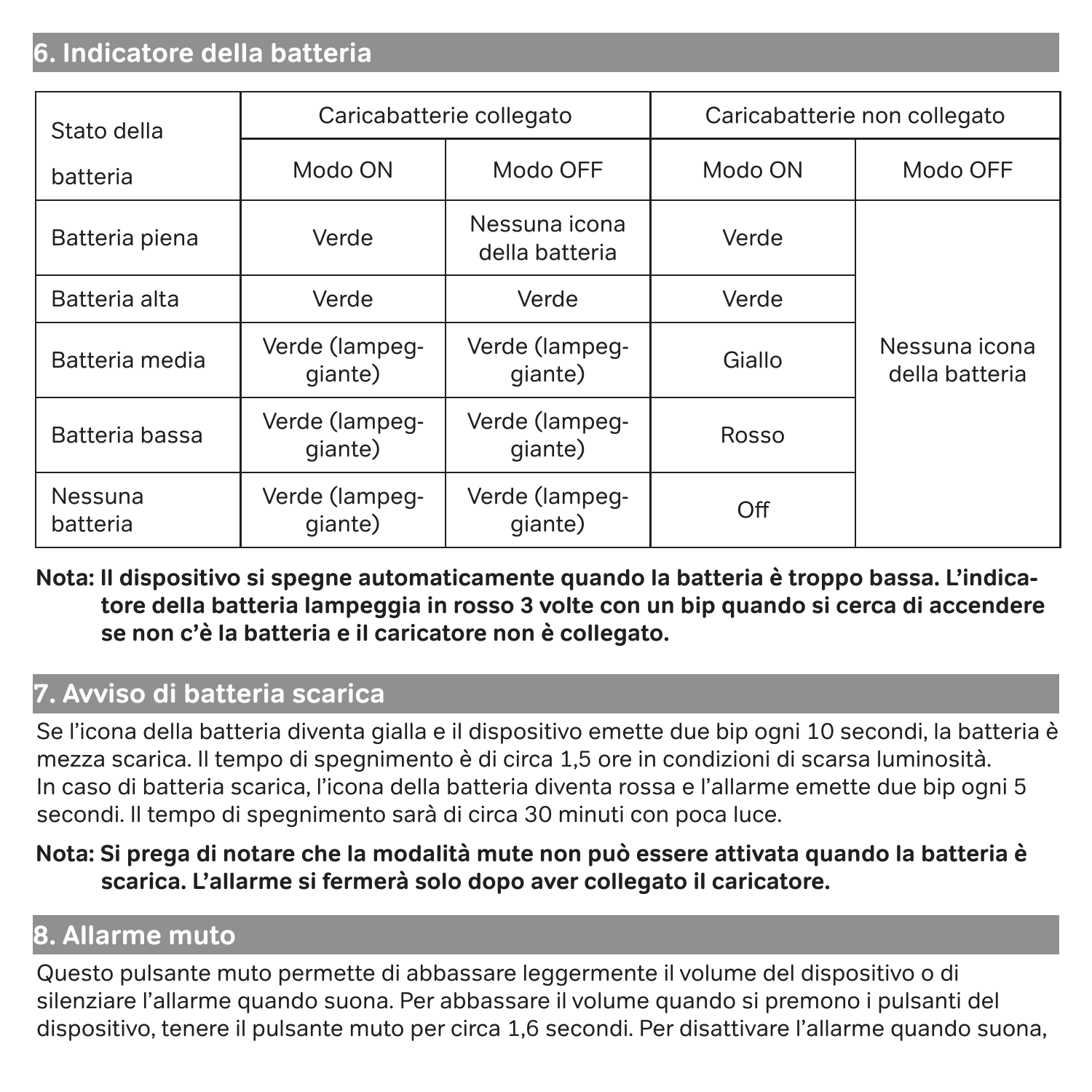## 6. Indicatore della batteria

| Stato della batteria | Caricabatterie collegato | | Caricabatterie non collegato | |
|---|---|---|---|---|
| | Modo ON | Modo OFF | Modo ON | Modo OFF |
| Batteria piena | Verde | Nessuna icona della batteria | Verde | Nessuna icona della batteria |
| Batteria alta | Verde | Verde | Verde | |
| Batteria media | Verde (lampeggiante) | Verde (lampeggiante) | Giallo | |
| Batteria bassa | Verde (lampeggiante) | Verde (lampeggiante) | Rosso | |
| Nessuna batteria | Verde (lampeggiante) | Verde (lampeggiante) | Off | |

**Nota: Il dispositivo si spegne automaticamente quando la batteria è troppo bassa. L'indicatore della batteria lampeggia in rosso 3 volte con un bip quando si cerca di accendere se non c'è la batteria e il caricatore non è collegato.**

## 7. Avviso di batteria scarica

Se l'icona della batteria diventa gialla e il dispositivo emette due bip ogni 10 secondi, la batteria è mezza scarica. Il tempo di spegnimento è di circa 1,5 ore in condizioni di scarsa luminosità.
In caso di batteria scarica, l'icona della batteria diventa rossa e l'allarme emette due bip ogni 5 secondi. Il tempo di spegnimento sarà di circa 30 minuti con poca luce.

**Nota: Si prega di notare che la modalità mute non può essere attivata quando la batteria è scarica. L'allarme si fermerà solo dopo aver collegato il caricatore.**

## 8. Allarme muto

Questo pulsante muto permette di abbassare leggermente il volume del dispositivo o di silenziare l'allarme quando suona. Per abbassare il volume quando si premono i pulsanti del dispositivo, tenere il pulsante muto per circa 1,6 secondi. Per disattivare l'allarme quando suona,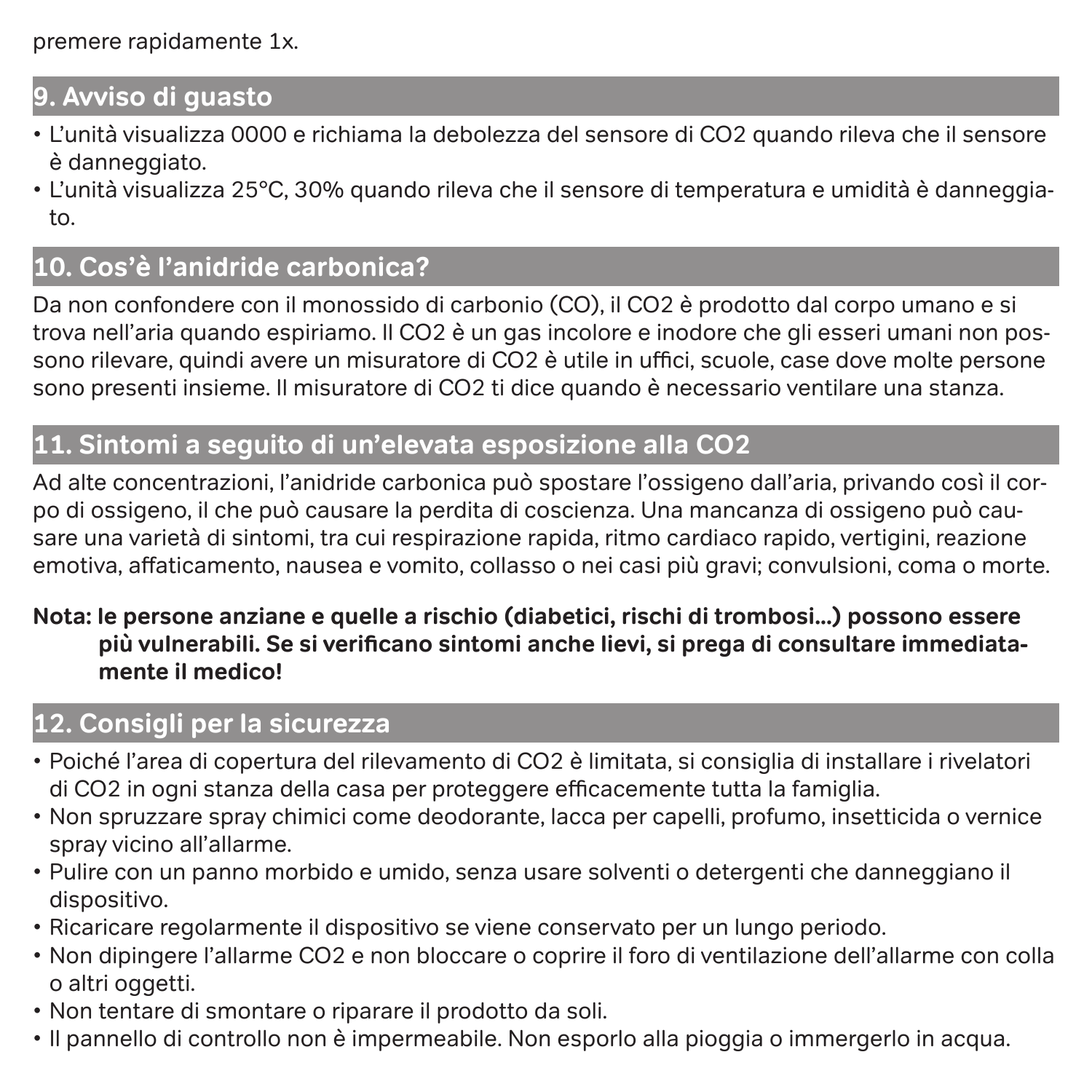premere rapidamente 1x.

## 9. Avviso di guasto

- L'unità visualizza 0000 e richiama la debolezza del sensore di $CO_2$ quando rileva che il sensore è danneggiato.
- L'unità visualizza 25°C, 30% quando rileva che il sensore di temperatura e umidità è danneggiato.

## 10. Cos'è l'anidride carbonica?

Da non confondere con il monossido di carbonio (CO), il $CO_2$ è prodotto dal corpo umano e si trova nell'aria quando espiriamo. Il $CO_2$ è un gas incolore e inodore che gli esseri umani non possono rilevare, quindi avere un misuratore di $CO_2$ è utile in uffici, scuole, case dove molte persone sono presenti insieme. Il misuratore di $CO_2$ ti dice quando è necessario ventilare una stanza.

## 11. Sintomi a seguito di un'elevata esposizione alla $CO_2$

Ad alte concentrazioni, l'anidride carbonica può spostare l'ossigeno dall'aria, privando così il corpo di ossigeno, il che può causare la perdita di coscienza. Una mancanza di ossigeno può causare una varietà di sintomi, tra cui respirazione rapida, ritmo cardiaco rapido, vertigini, reazione emotiva, affaticamento, nausea e vomito, collasso o nei casi più gravi; convulsioni, coma o morte.

**Nota: le persone anziane e quelle a rischio (diabetici, rischi di trombosi...) possono essere più vulnerabili. Se si verificano sintomi anche lievi, si prega di consultare immediatamente il medico!**

## 12. Consigli per la sicurezza

- Poiché l'area di copertura del rilevamento di $CO_2$ è limitata, si consiglia di installare i rivelatori di $CO_2$ in ogni stanza della casa per proteggere efficacemente tutta la famiglia.
- Non spruzzare spray chimici come deodorante, lacca per capelli, profumo, insetticida o vernice spray vicino all'allarme.
- Pulire con un panno morbido e umido, senza usare solventi o detergenti che danneggiano il dispositivo.
- Ricaricare regolarmente il dispositivo se viene conservato per un lungo periodo.
- Non dipingere l'allarme $CO_2$ e non bloccare o coprire il foro di ventilazione dell'allarme con colla o altri oggetti.
- Non tentare di smontare o riparare il prodotto da soli.
- Il pannello di controllo non è impermeabile. Non esporlo alla pioggia o immergerlo in acqua.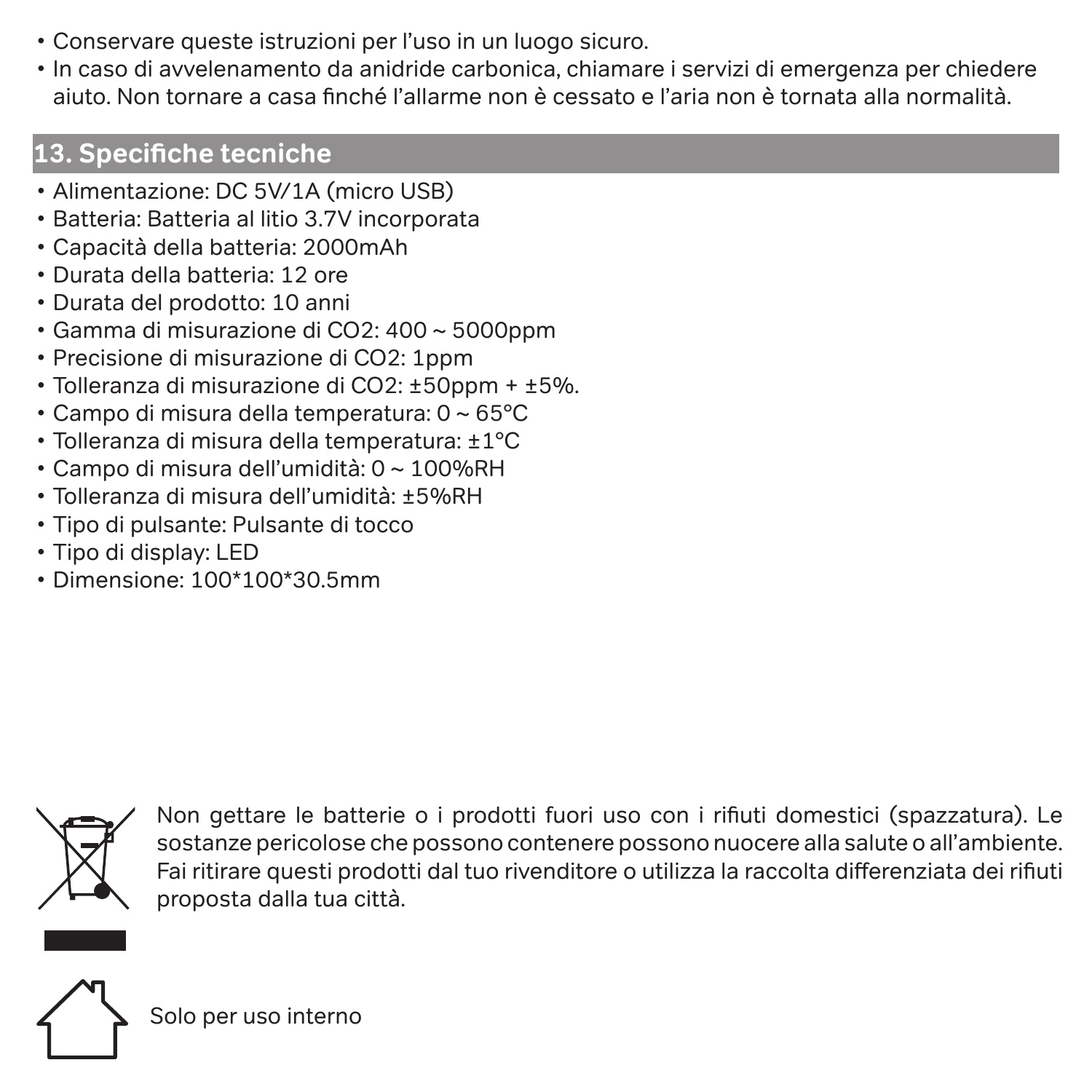- Conservare queste istruzioni per l'uso in un luogo sicuro.
- In caso di avvelenamento da anidride carbonica, chiamare i servizi di emergenza per chiedere aiuto. Non tornare a casa finché l'allarme non è cessato e l'aria non è tornata alla normalità.

## 13. Specifiche tecniche

- Alimentazione: DC 5V/1A (micro USB)
- Batteria: Batteria al litio 3.7V incorporata
- Capacità della batteria: 2000mAh
- Durata della batteria: 12 ore
- Durata del prodotto: 10 anni
- Gamma di misurazione di $CO_2$: 400 ~ 5000ppm
- Precisione di misurazione di $CO_2$: 1ppm
- Tolleranza di misurazione di $CO_2$: ±50ppm + ±5%.
- Campo di misura della temperatura: 0 ~ 65°C
- Tolleranza di misura della temperatura: ±1°C
- Campo di misura dell'umidità: 0 ~ 100%RH
- Tolleranza di misura dell'umidità: ±5%RH
- Tipo di pulsante: Pulsante di tocco
- Tipo di display: LED
- Dimensione: 100*100*30.5mm

Non gettare le batterie o i prodotti fuori uso con i rifiuti domestici (spazzatura). Le sostanze pericolose che possono contenere possono nuocere alla salute o all'ambiente. Fai ritirare questi prodotti dal tuo rivenditore o utilizza la raccolta differenziata dei rifiuti proposta dalla tua città.

Solo per uso interno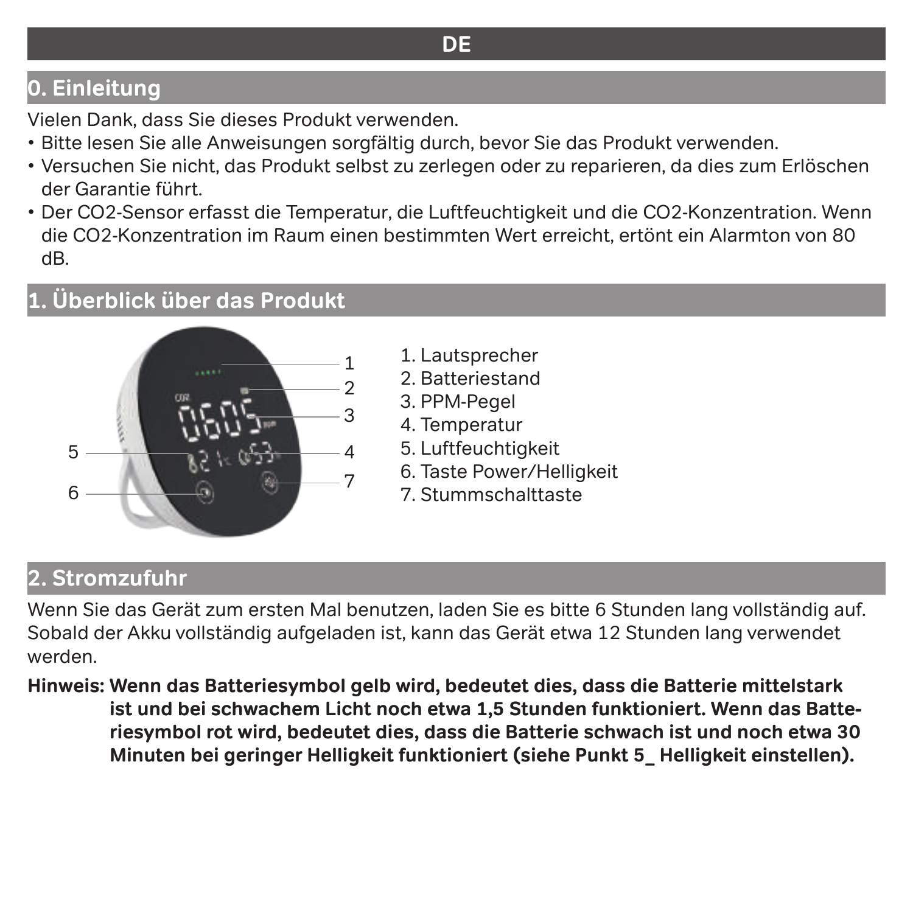# DE

## 0. Einleitung

Vielen Dank, dass Sie dieses Produkt verwenden.

- Bitte lesen Sie alle Anweisungen sorgfältig durch, bevor Sie das Produkt verwenden.
- Versuchen Sie nicht, das Produkt selbst zu zerlegen oder zu reparieren, da dies zum Erlöschen der Garantie führt.
- Der CO2-Sensor erfasst die Temperatur, die Luftfeuchtigkeit und die CO2-Konzentration. Wenn die CO2-Konzentration im Raum einen bestimmten Wert erreicht, ertönt ein Alarmton von 80 dB.

## 1. Überblick über das Produkt

1. Lautsprecher
2. Batteriestand
3. PPM-Pegel
4. Temperatur
5. Luftfeuchtigkeit
6. Taste Power/Helligkeit
7. Stummschalttaste

## 2. Stromzufuhr

Wenn Sie das Gerät zum ersten Mal benutzen, laden Sie es bitte 6 Stunden lang vollständig auf. Sobald der Akku vollständig aufgeladen ist, kann das Gerät etwa 12 Stunden lang verwendet werden.

**Hinweis: Wenn das Batteriesymbol gelb wird, bedeutet dies, dass die Batterie mittelstark ist und bei schwachem Licht noch etwa 1,5 Stunden funktioniert. Wenn das Batteriesymbol rot wird, bedeutet dies, dass die Batterie schwach ist und noch etwa 30 Minuten bei geringer Helligkeit funktioniert (siehe Punkt 5_ Helligkeit einstellen).**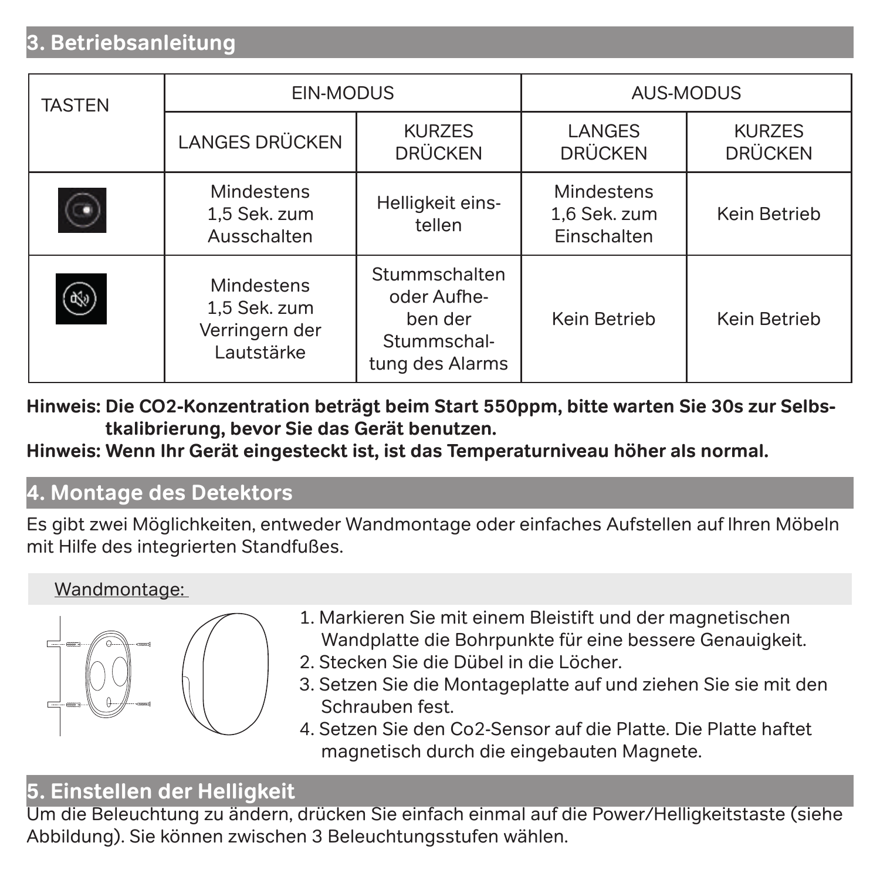## 3. Betriebsanleitung

| TASTEN | EIN-MODUS | | AUS-MODUS | |
|---|---|---|---|---|
| | LANGES DRÜCKEN | KURZES DRÜCKEN | LANGES DRÜCKEN | KURZES DRÜCKEN |
| | Mindestens 1,5 Sek. zum Ausschalten | Helligkeit einstellen | Mindestens 1,6 Sek. zum Einschalten | Kein Betrieb |
| | Mindestens 1,5 Sek. zum Verringern der Lautstärke | Stummschalten oder Aufheben der Stummschaltung des Alarms | Kein Betrieb | Kein Betrieb |

**Hinweis: Die CO2-Konzentration beträgt beim Start 550ppm, bitte warten Sie 30s zur Selbstkalibrierung, bevor Sie das Gerät benutzen.**

**Hinweis: Wenn Ihr Gerät eingesteckt ist, ist das Temperaturniveau höher als normal.**

## 4. Montage des Detektors

Es gibt zwei Möglichkeiten, entweder Wandmontage oder einfaches Aufstellen auf Ihren Möbeln mit Hilfe des integrierten Standfußes.

Wandmontage:

1. Markieren Sie mit einem Bleistift und der magnetischen Wandplatte die Bohrpunkte für eine bessere Genauigkeit.
2. Stecken Sie die Dübel in die Löcher.
3. Setzen Sie die Montageplatte auf und ziehen Sie sie mit den Schrauben fest.
4. Setzen Sie den Co2-Sensor auf die Platte. Die Platte haftet magnetisch durch die eingebauten Magnete.

## 5. Einstellen der Helligkeit

Um die Beleuchtung zu ändern, drücken Sie einfach einmal auf die Power/Helligkeitstaste (siehe Abbildung). Sie können zwischen 3 Beleuchtungsstufen wählen.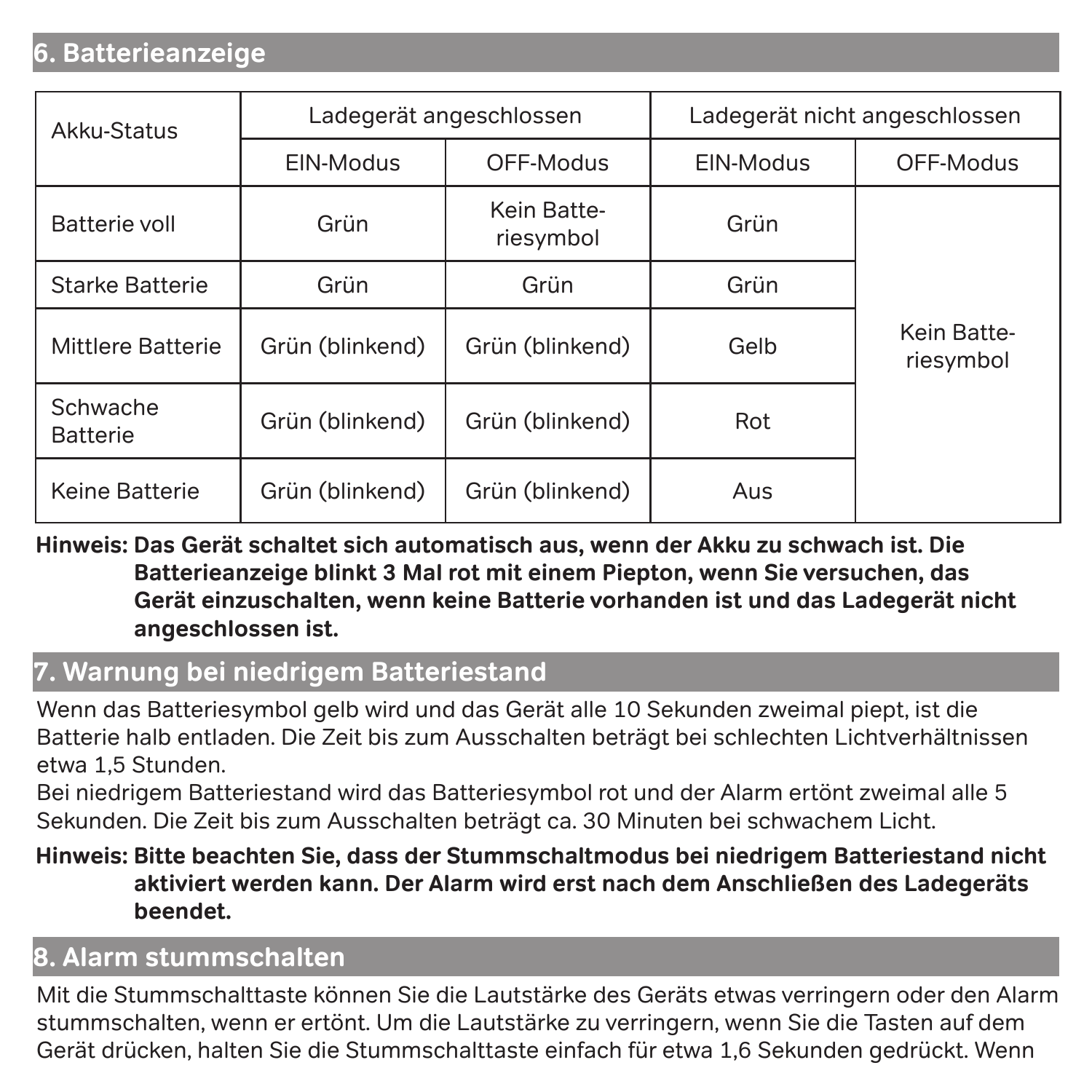## 6. Batterieanzeige

| Akku-Status | Ladegerät angeschlossen | | Ladegerät nicht angeschlossen | |
|---|---|---|---|---|
| | EIN-Modus | OFF-Modus | EIN-Modus | OFF-Modus |
| Batterie voll | Grün | Kein Batteriesymbol | Grün | Kein Batteriesymbol |
| Starke Batterie | Grün | Grün | Grün | |
| Mittlere Batterie | Grün (blinkend) | Grün (blinkend) | Gelb | |
| Schwache Batterie | Grün (blinkend) | Grün (blinkend) | Rot | |
| Keine Batterie | Grün (blinkend) | Grün (blinkend) | Aus | |

**Hinweis: Das Gerät schaltet sich automatisch aus, wenn der Akku zu schwach ist. Die Batterieanzeige blinkt 3 Mal rot mit einem Piepton, wenn Sie versuchen, das Gerät einzuschalten, wenn keine Batterie vorhanden ist und das Ladegerät nicht angeschlossen ist.**

## 7. Warnung bei niedrigem Batteriestand

Wenn das Batteriesymbol gelb wird und das Gerät alle 10 Sekunden zweimal piept, ist die Batterie halb entladen. Die Zeit bis zum Ausschalten beträgt bei schlechten Lichtverhältnissen etwa 1,5 Stunden.
Bei niedrigem Batteriestand wird das Batteriesymbol rot und der Alarm ertönt zweimal alle 5 Sekunden. Die Zeit bis zum Ausschalten beträgt ca. 30 Minuten bei schwachem Licht.

**Hinweis: Bitte beachten Sie, dass der Stummschaltmodus bei niedrigem Batteriestand nicht aktiviert werden kann. Der Alarm wird erst nach dem Anschließen des Ladegeräts beendet.**

## 8. Alarm stummschalten

Mit die Stummschalttaste können Sie die Lautstärke des Geräts etwas verringern oder den Alarm stummschalten, wenn er ertönt. Um die Lautstärke zu verringern, wenn Sie die Tasten auf dem Gerät drücken, halten Sie die Stummschalttaste einfach für etwa 1,6 Sekunden gedrückt. Wenn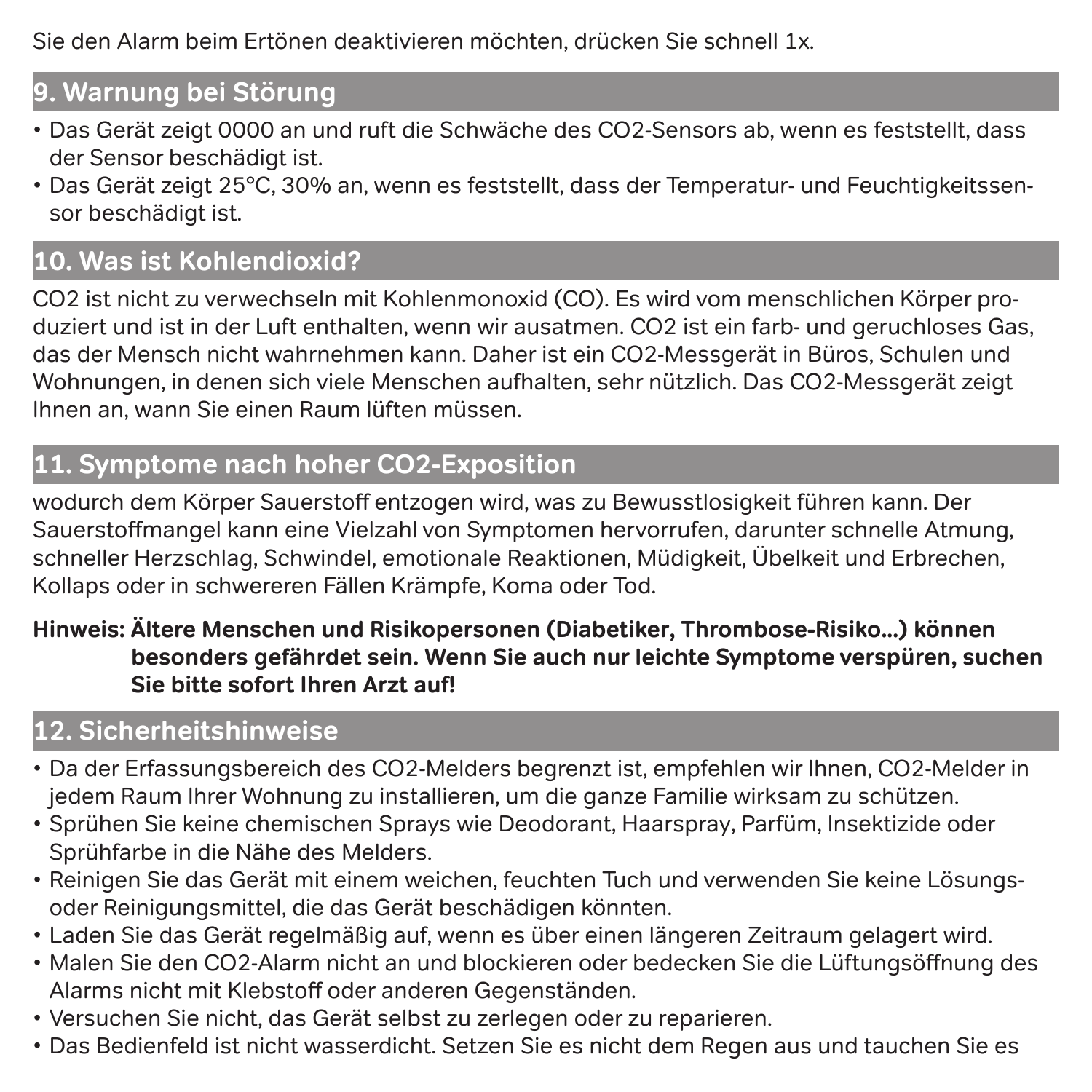Sie den Alarm beim Ertönen deaktivieren möchten, drücken Sie schnell 1x.

## 9. Warnung bei Störung

- Das Gerät zeigt 0000 an und ruft die Schwäche des $CO_2$-Sensors ab, wenn es feststellt, dass der Sensor beschädigt ist.
- Das Gerät zeigt 25°C, 30% an, wenn es feststellt, dass der Temperatur- und Feuchtigkeitssensor beschädigt ist.

## 10. Was ist Kohlendioxid?

$CO_2$ ist nicht zu verwechseln mit Kohlenmonoxid (CO). Es wird vom menschlichen Körper produziert und ist in der Luft enthalten, wenn wir ausatmen. $CO_2$ ist ein farb- und geruchloses Gas, das der Mensch nicht wahrnehmen kann. Daher ist ein $CO_2$-Messgerät in Büros, Schulen und Wohnungen, in denen sich viele Menschen aufhalten, sehr nützlich. Das $CO_2$-Messgerät zeigt Ihnen an, wann Sie einen Raum lüften müssen.

## 11. Symptome nach hoher $CO_2$-Exposition

wodurch dem Körper Sauerstoff entzogen wird, was zu Bewusstlosigkeit führen kann. Der Sauerstoffmangel kann eine Vielzahl von Symptomen hervorrufen, darunter schnelle Atmung, schneller Herzschlag, Schwindel, emotionale Reaktionen, Müdigkeit, Übelkeit und Erbrechen, Kollaps oder in schwereren Fällen Krämpfe, Koma oder Tod.

**Hinweis: Ältere Menschen und Risikopersonen (Diabetiker, Thrombose-Risiko...) können besonders gefährdet sein. Wenn Sie auch nur leichte Symptome verspüren, suchen Sie bitte sofort Ihren Arzt auf!**

## 12. Sicherheitshinweise

- Da der Erfassungsbereich des $CO_2$-Melders begrenzt ist, empfehlen wir Ihnen, $CO_2$-Melder in jedem Raum Ihrer Wohnung zu installieren, um die ganze Familie wirksam zu schützen.
- Sprühen Sie keine chemischen Sprays wie Deodorant, Haarspray, Parfüm, Insektizide oder Sprühfarbe in die Nähe des Melders.
- Reinigen Sie das Gerät mit einem weichen, feuchten Tuch und verwenden Sie keine Lösungs- oder Reinigungsmittel, die das Gerät beschädigen könnten.
- Laden Sie das Gerät regelmäßig auf, wenn es über einen längeren Zeitraum gelagert wird.
- Malen Sie den $CO_2$-Alarm nicht an und blockieren oder bedecken Sie die Lüftungsöffnung des Alarms nicht mit Klebstoff oder anderen Gegenständen.
- Versuchen Sie nicht, das Gerät selbst zu zerlegen oder zu reparieren.
- Das Bedienfeld ist nicht wasserdicht. Setzen Sie es nicht dem Regen aus und tauchen Sie es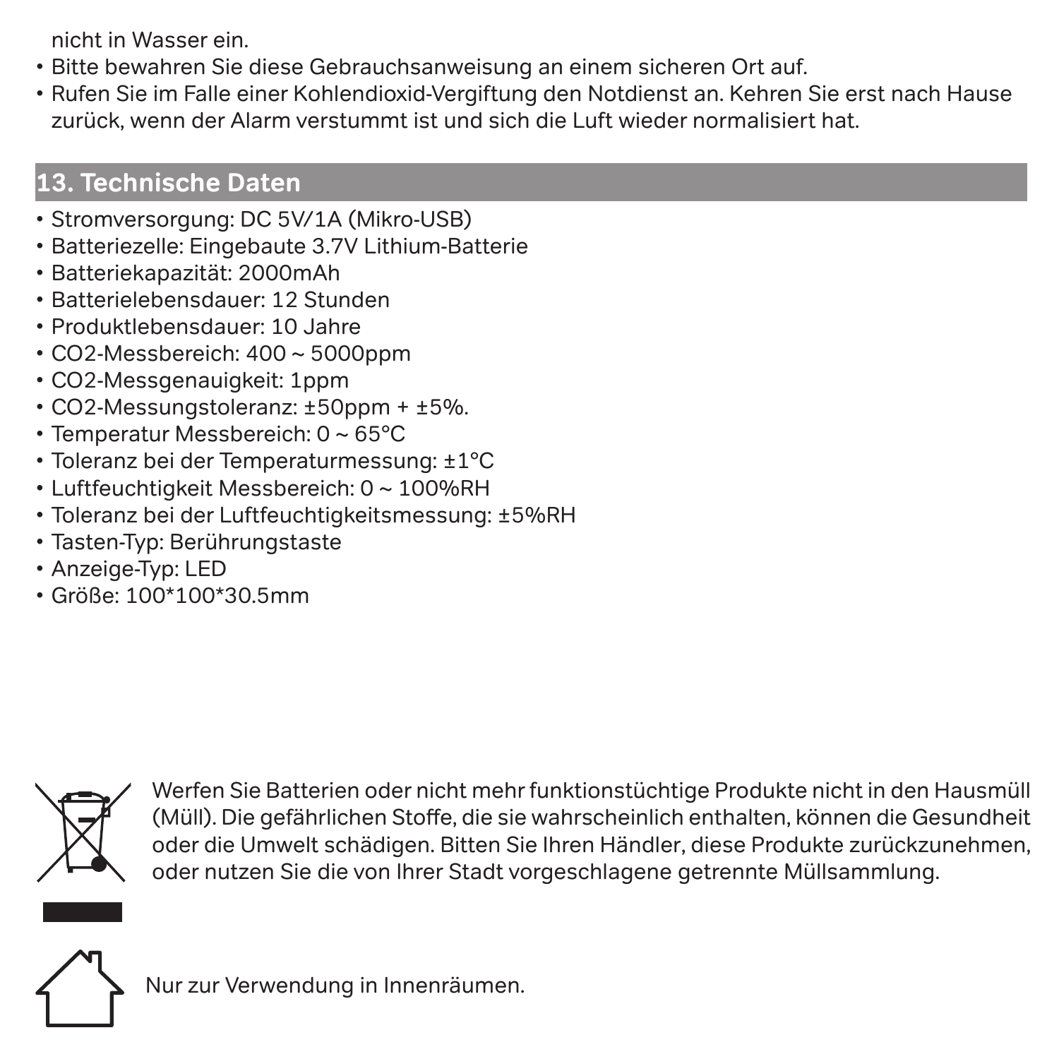nicht in Wasser ein.

- Bitte bewahren Sie diese Gebrauchsanweisung an einem sicheren Ort auf.
- Rufen Sie im Falle einer Kohlendioxid-Vergiftung den Notdienst an. Kehren Sie erst nach Hause zurück, wenn der Alarm verstummt ist und sich die Luft wieder normalisiert hat.

## 13. Technische Daten

- Stromversorgung: DC 5V/1A (Mikro-USB)
- Batteriezelle: Eingebaute 3.7V Lithium-Batterie
- Batteriekapazität: 2000mAh
- Batterielebensdauer: 12 Stunden
- Produktlebensdauer: 10 Jahre
- $CO_2$-Messbereich: 400 ~ 5000ppm
- $CO_2$-Messgenauigkeit: 1ppm
- $CO_2$-Messungstoleranz: ±50ppm + ±5%.
- Temperatur Messbereich: 0 ~ 65°C
- Toleranz bei der Temperaturmessung: ±1°C
- Luftfeuchtigkeit Messbereich: 0 ~ 100%RH
- Toleranz bei der Luftfeuchtigkeitsmessung: ±5%RH
- Tasten-Typ: Berührungstaste
- Anzeige-Typ: LED
- Größe: 100*100*30.5mm

Werfen Sie Batterien oder nicht mehr funktionstüchtige Produkte nicht in den Hausmüll (Müll). Die gefährlichen Stoffe, die sie wahrscheinlich enthalten, können die Gesundheit oder die Umwelt schädigen. Bitten Sie Ihren Händler, diese Produkte zurückzunehmen, oder nutzen Sie die von Ihrer Stadt vorgeschlagene getrennte Müllsammlung.

Nur zur Verwendung in Innenräumen.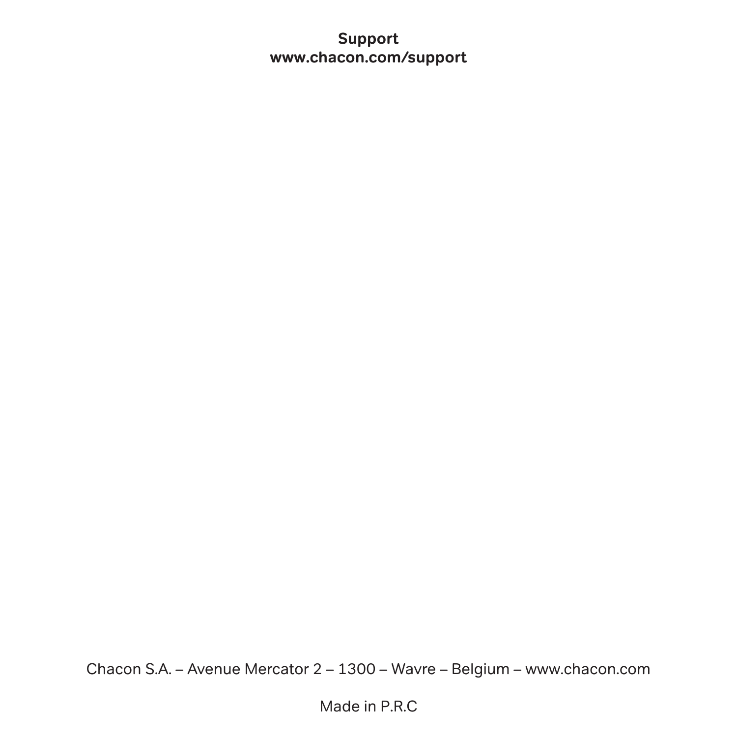**Support**
**www.chacon.com/support**

Chacon S.A. – Avenue Mercator 2 – 1300 – Wavre – Belgium – www.chacon.com

Made in P.R.C